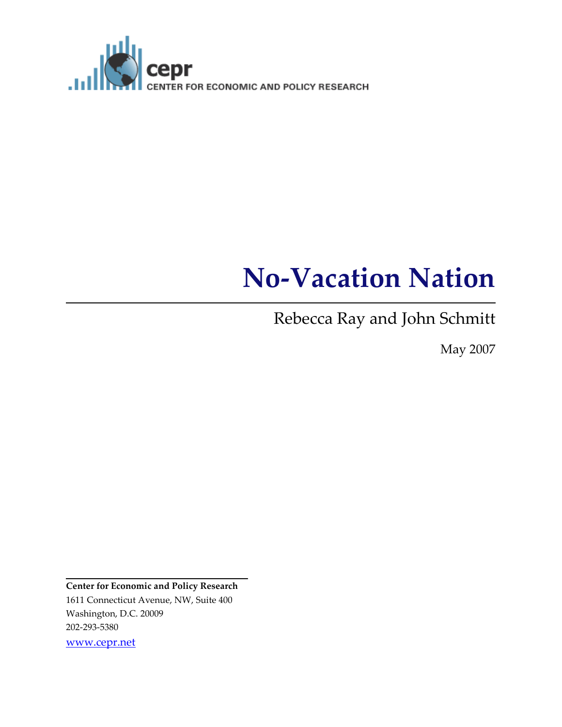cepr
CENTER FOR ECONOMIC AND POLICY RESEARCH

# No-Vacation Nation

Rebecca Ray and John Schmitt

May 2007

**Center for Economic and Policy Research**
1611 Connecticut Avenue, NW, Suite 400
Washington, D.C. 20009
202-293-5380
www.cepr.net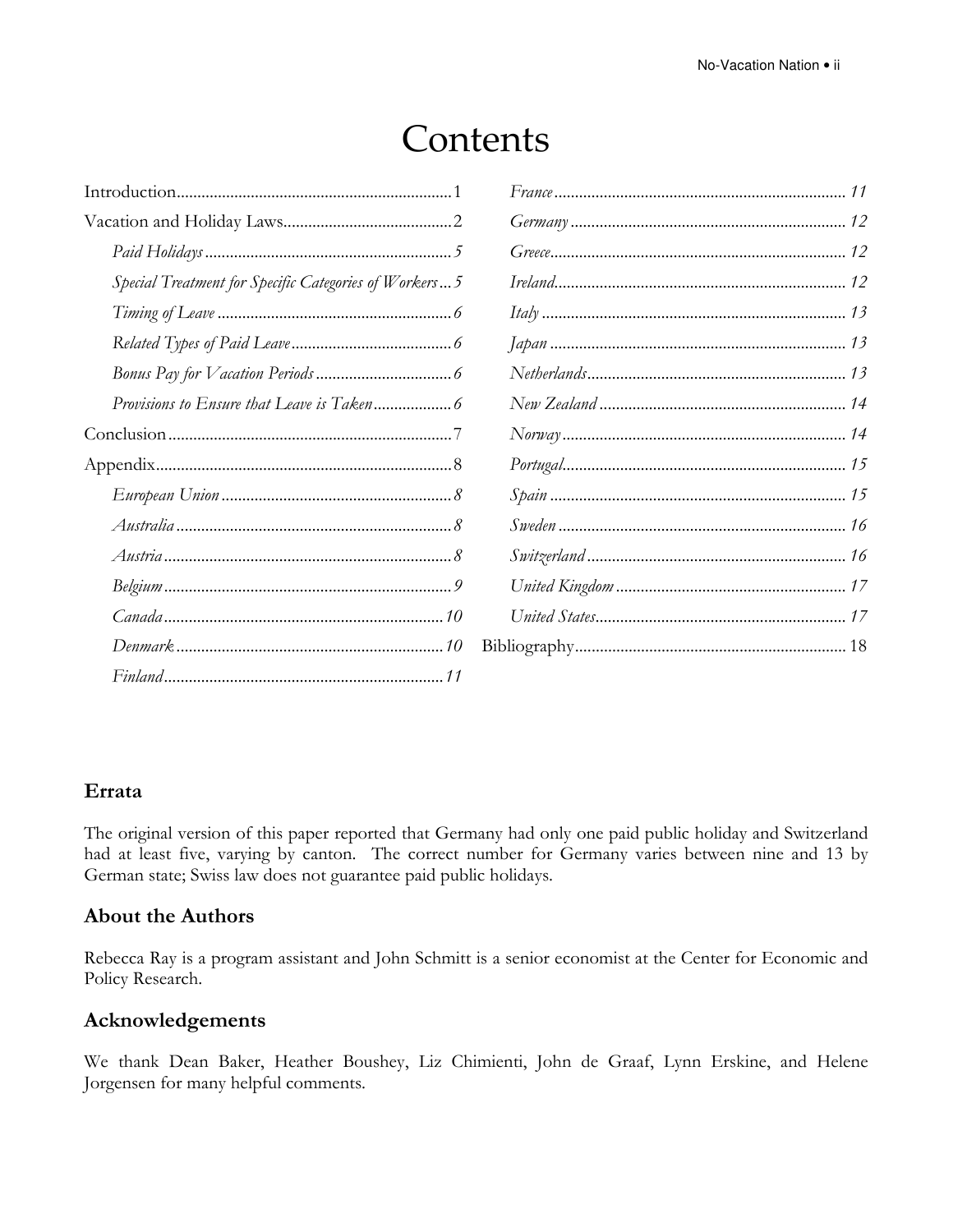# Contents

- Introduction ... 1
- Vacation and Holiday Laws ... 2
  - *Paid Holidays* ... 5
  - *Special Treatment for Specific Categories of Workers* ... 5
  - *Timing of Leave* ... 6
  - *Related Types of Paid Leave* ... 6
  - *Bonus Pay for Vacation Periods* ... 6
  - *Provisions to Ensure that Leave is Taken* ... 6
- Conclusion ... 7
- Appendix ... 8
  - *European Union* ... 8
  - *Australia* ... 8
  - *Austria* ... 8
  - *Belgium* ... 9
  - *Canada* ... 10
  - *Denmark* ... 10
  - *Finland* ... 11
  - *France* ... 11
  - *Germany* ... 12
  - *Greece* ... 12
  - *Ireland* ... 12
  - *Italy* ... 13
  - *Japan* ... 13
  - *Netherlands* ... 13
  - *New Zealand* ... 14
  - *Norway* ... 14
  - *Portugal* ... 15
  - *Spain* ... 15
  - *Sweden* ... 16
  - *Switzerland* ... 16
  - *United Kingdom* ... 17
  - *United States* ... 17
- Bibliography ... 18

## Errata

The original version of this paper reported that Germany had only one paid public holiday and Switzerland had at least five, varying by canton. The correct number for Germany varies between nine and 13 by German state; Swiss law does not guarantee paid public holidays.

## About the Authors

Rebecca Ray is a program assistant and John Schmitt is a senior economist at the Center for Economic and Policy Research.

## Acknowledgements

We thank Dean Baker, Heather Boushey, Liz Chimienti, John de Graaf, Lynn Erskine, and Helene Jorgensen for many helpful comments.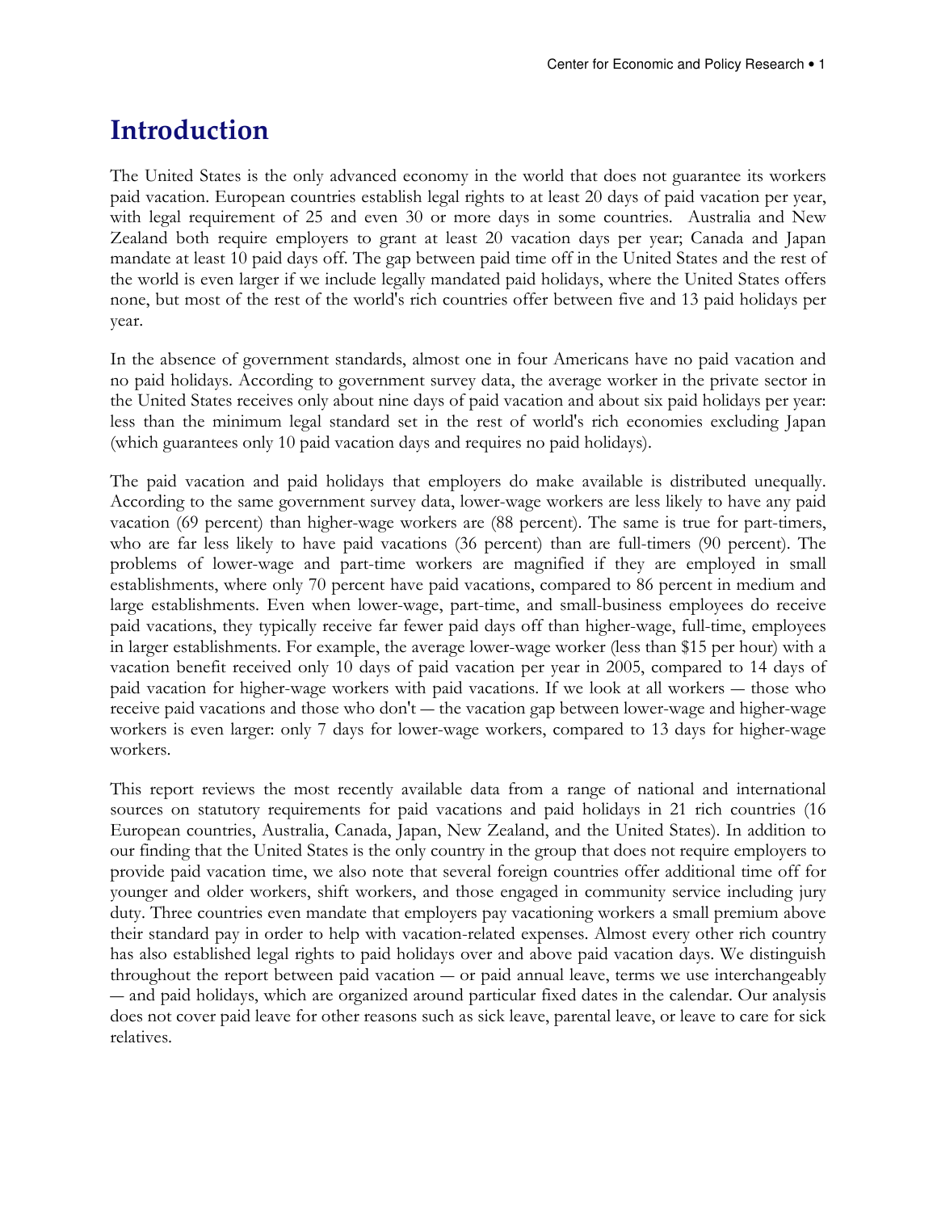# Introduction

The United States is the only advanced economy in the world that does not guarantee its workers paid vacation. European countries establish legal rights to at least 20 days of paid vacation per year, with legal requirement of 25 and even 30 or more days in some countries. Australia and New Zealand both require employers to grant at least 20 vacation days per year; Canada and Japan mandate at least 10 paid days off. The gap between paid time off in the United States and the rest of the world is even larger if we include legally mandated paid holidays, where the United States offers none, but most of the rest of the world's rich countries offer between five and 13 paid holidays per year.

In the absence of government standards, almost one in four Americans have no paid vacation and no paid holidays. According to government survey data, the average worker in the private sector in the United States receives only about nine days of paid vacation and about six paid holidays per year: less than the minimum legal standard set in the rest of world's rich economies excluding Japan (which guarantees only 10 paid vacation days and requires no paid holidays).

The paid vacation and paid holidays that employers do make available is distributed unequally. According to the same government survey data, lower-wage workers are less likely to have any paid vacation (69 percent) than higher-wage workers are (88 percent). The same is true for part-timers, who are far less likely to have paid vacations (36 percent) than are full-timers (90 percent). The problems of lower-wage and part-time workers are magnified if they are employed in small establishments, where only 70 percent have paid vacations, compared to 86 percent in medium and large establishments. Even when lower-wage, part-time, and small-business employees do receive paid vacations, they typically receive far fewer paid days off than higher-wage, full-time, employees in larger establishments. For example, the average lower-wage worker (less than $15 per hour) with a vacation benefit received only 10 days of paid vacation per year in 2005, compared to 14 days of paid vacation for higher-wage workers with paid vacations. If we look at all workers — those who receive paid vacations and those who don't — the vacation gap between lower-wage and higher-wage workers is even larger: only 7 days for lower-wage workers, compared to 13 days for higher-wage workers.

This report reviews the most recently available data from a range of national and international sources on statutory requirements for paid vacations and paid holidays in 21 rich countries (16 European countries, Australia, Canada, Japan, New Zealand, and the United States). In addition to our finding that the United States is the only country in the group that does not require employers to provide paid vacation time, we also note that several foreign countries offer additional time off for younger and older workers, shift workers, and those engaged in community service including jury duty. Three countries even mandate that employers pay vacationing workers a small premium above their standard pay in order to help with vacation-related expenses. Almost every other rich country has also established legal rights to paid holidays over and above paid vacation days. We distinguish throughout the report between paid vacation — or paid annual leave, terms we use interchangeably — and paid holidays, which are organized around particular fixed dates in the calendar. Our analysis does not cover paid leave for other reasons such as sick leave, parental leave, or leave to care for sick relatives.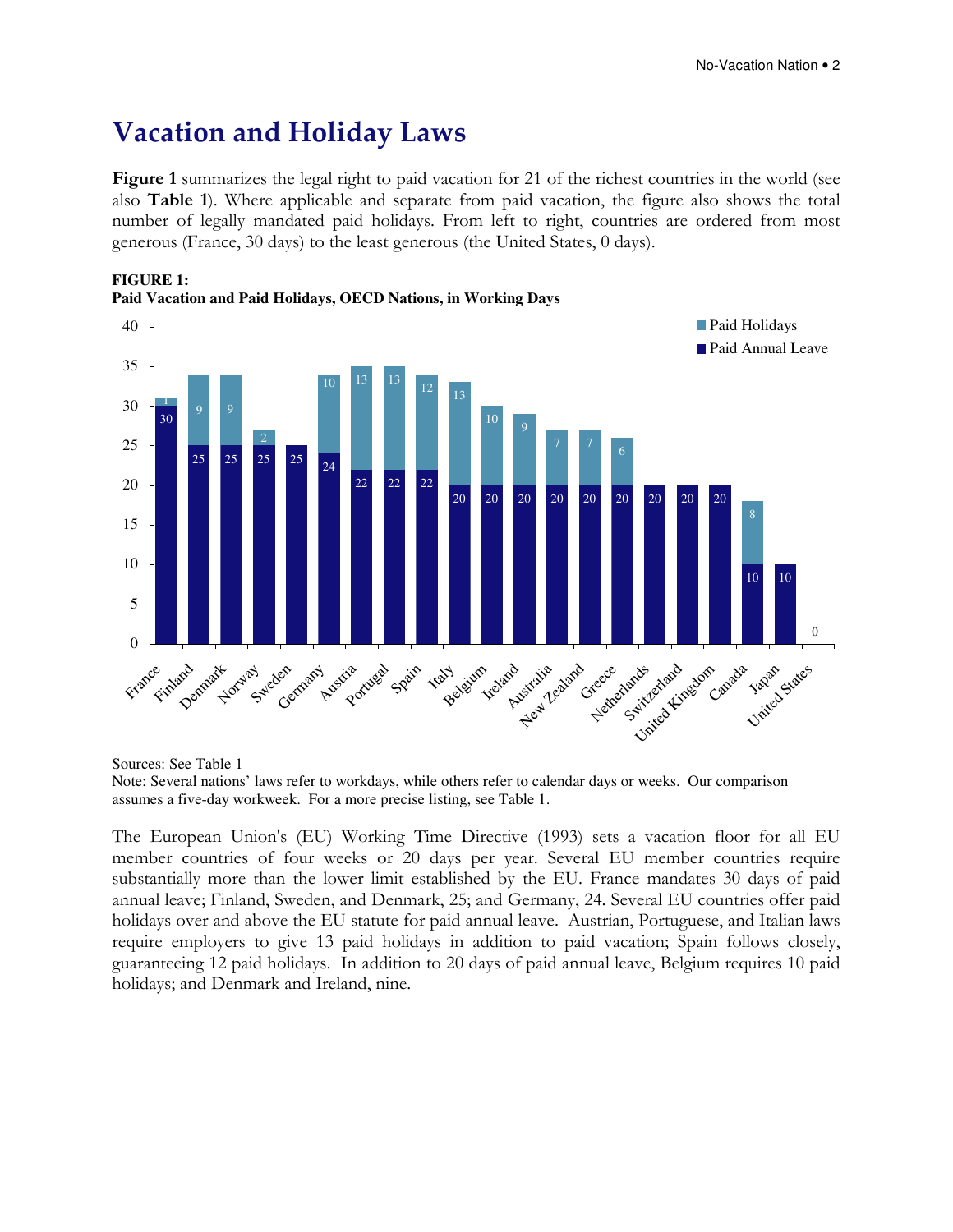## Vacation and Holiday Laws

**Figure 1** summarizes the legal right to paid vacation for 21 of the richest countries in the world (see also **Table 1**). Where applicable and separate from paid vacation, the figure also shows the total number of legally mandated paid holidays. From left to right, countries are ordered from most generous (France, 30 days) to the least generous (the United States, 0 days).

**FIGURE 1:**
**Paid Vacation and Paid Holidays, OECD Nations, in Working Days**

| Country | Paid Annual Leave | Paid Holidays |
|---|---|---|
| France | 30 | 1 |
| Finland | 25 | 9 |
| Denmark | 25 | 9 |
| Norway | 25 | 2 |
| Sweden | 25 | |
| Germany | 24 | 10 |
| Austria | 22 | 13 |
| Portugal | 22 | 13 |
| Spain | 22 | 12 |
| Italy | 20 | 13 |
| Belgium | 20 | 10 |
| Ireland | 20 | 9 |
| Australia | 20 | 7 |
| New Zealand | 20 | 7 |
| Greece | 20 | 6 |
| Netherlands | 20 | |
| Switzerland | 20 | |
| United Kingdom | 20 | |
| Canada | 10 | 8 |
| Japan | 10 | |
| United States | 0 | |

Sources: See Table 1
Note: Several nations' laws refer to workdays, while others refer to calendar days or weeks. Our comparison assumes a five-day workweek. For a more precise listing, see Table 1.

The European Union's (EU) Working Time Directive (1993) sets a vacation floor for all EU member countries of four weeks or 20 days per year. Several EU member countries require substantially more than the lower limit established by the EU. France mandates 30 days of paid annual leave; Finland, Sweden, and Denmark, 25; and Germany, 24. Several EU countries offer paid holidays over and above the EU statute for paid annual leave. Austrian, Portuguese, and Italian laws require employers to give 13 paid holidays in addition to paid vacation; Spain follows closely, guaranteeing 12 paid holidays. In addition to 20 days of paid annual leave, Belgium requires 10 paid holidays; and Denmark and Ireland, nine.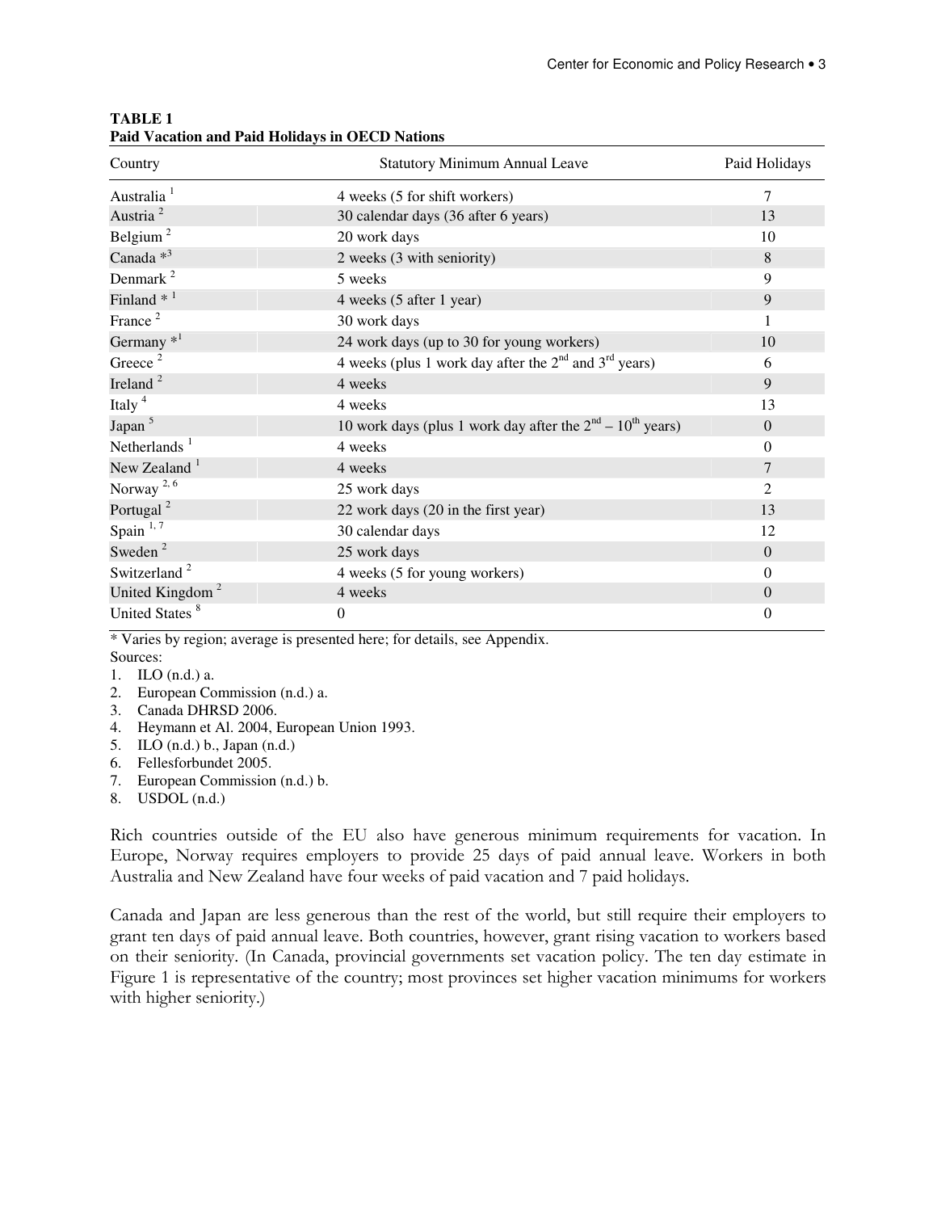**TABLE 1**
**Paid Vacation and Paid Holidays in OECD Nations**

| Country | Statutory Minimum Annual Leave | Paid Holidays |
|---|---|---|
| Australia [1] | 4 weeks (5 for shift workers) | 7 |
| Austria [2] | 30 calendar days (36 after 6 years) | 13 |
| Belgium [2] | 20 work days | 10 |
| Canada *[3] | 2 weeks (3 with seniority) | 8 |
| Denmark [2] | 5 weeks | 9 |
| Finland * [1] | 4 weeks (5 after 1 year) | 9 |
| France [2] | 30 work days | 1 |
| Germany *[1] | 24 work days (up to 30 for young workers) | 10 |
| Greece [2] | 4 weeks (plus 1 work day after the 2nd and 3rd years) | 6 |
| Ireland [2] | 4 weeks | 9 |
| Italy [4] | 4 weeks | 13 |
| Japan [5] | 10 work days (plus 1 work day after the 2nd – 10th years) | 0 |
| Netherlands [1] | 4 weeks | 0 |
| New Zealand [1] | 4 weeks | 7 |
| Norway [2, 6] | 25 work days | 2 |
| Portugal [2] | 22 work days (20 in the first year) | 13 |
| Spain [1, 7] | 30 calendar days | 12 |
| Sweden [2] | 25 work days | 0 |
| Switzerland [2] | 4 weeks (5 for young workers) | 0 |
| United Kingdom [2] | 4 weeks | 0 |
| United States [8] | 0 | 0 |

* Varies by region; average is presented here; for details, see Appendix.

Sources:

1. ILO (n.d.) a.
2. European Commission (n.d.) a.
3. Canada DHRSD 2006.
4. Heymann et Al. 2004, European Union 1993.
5. ILO (n.d.) b., Japan (n.d.)
6. Fellesforbundet 2005.
7. European Commission (n.d.) b.
8. USDOL (n.d.)

Rich countries outside of the EU also have generous minimum requirements for vacation. In Europe, Norway requires employers to provide 25 days of paid annual leave. Workers in both Australia and New Zealand have four weeks of paid vacation and 7 paid holidays.

Canada and Japan are less generous than the rest of the world, but still require their employers to grant ten days of paid annual leave. Both countries, however, grant rising vacation to workers based on their seniority. (In Canada, provincial governments set vacation policy. The ten day estimate in Figure 1 is representative of the country; most provinces set higher vacation minimums for workers with higher seniority.)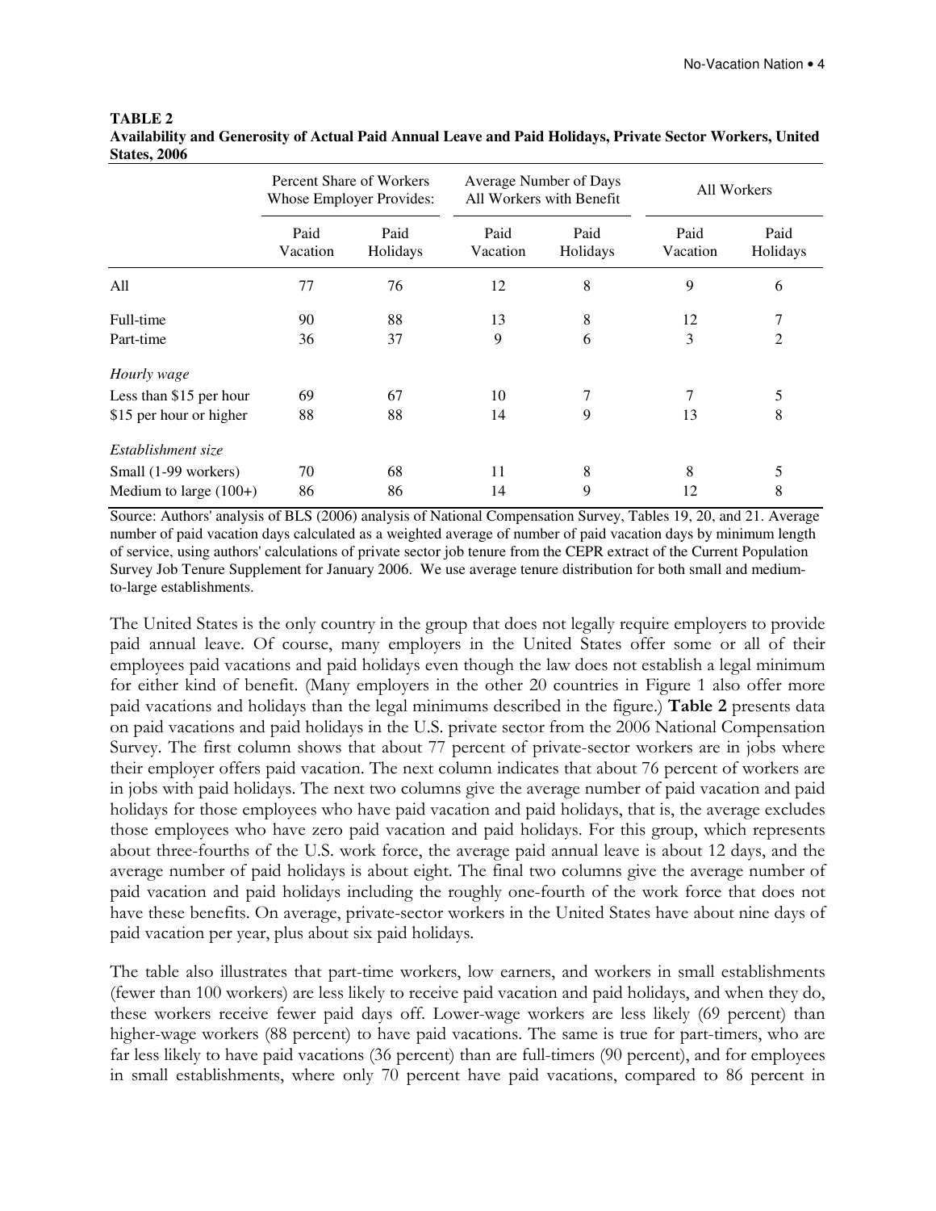**TABLE 2**
**Availability and Generosity of Actual Paid Annual Leave and Paid Holidays, Private Sector Workers, United States, 2006**

| | Percent Share of Workers Whose Employer Provides: | | Average Number of Days All Workers with Benefit | | All Workers | |
|---|---|---|---|---|---|---|
| | Paid Vacation | Paid Holidays | Paid Vacation | Paid Holidays | Paid Vacation | Paid Holidays |
| All | 77 | 76 | 12 | 8 | 9 | 6 |
| Full-time | 90 | 88 | 13 | 8 | 12 | 7 |
| Part-time | 36 | 37 | 9 | 6 | 3 | 2 |
| *Hourly wage* | | | | | | |
| Less than $15 per hour | 69 | 67 | 10 | 7 | 7 | 5 |
| $15 per hour or higher | 88 | 88 | 14 | 9 | 13 | 8 |
| *Establishment size* | | | | | | |
| Small (1-99 workers) | 70 | 68 | 11 | 8 | 8 | 5 |
| Medium to large (100+) | 86 | 86 | 14 | 9 | 12 | 8 |

Source: Authors' analysis of BLS (2006) analysis of National Compensation Survey, Tables 19, 20, and 21. Average number of paid vacation days calculated as a weighted average of number of paid vacation days by minimum length of service, using authors' calculations of private sector job tenure from the CEPR extract of the Current Population Survey Job Tenure Supplement for January 2006. We use average tenure distribution for both small and medium-to-large establishments.

The United States is the only country in the group that does not legally require employers to provide paid annual leave. Of course, many employers in the United States offer some or all of their employees paid vacations and paid holidays even though the law does not establish a legal minimum for either kind of benefit. (Many employers in the other 20 countries in Figure 1 also offer more paid vacations and holidays than the legal minimums described in the figure.) **Table 2** presents data on paid vacations and paid holidays in the U.S. private sector from the 2006 National Compensation Survey. The first column shows that about 77 percent of private-sector workers are in jobs where their employer offers paid vacation. The next column indicates that about 76 percent of workers are in jobs with paid holidays. The next two columns give the average number of paid vacation and paid holidays for those employees who have paid vacation and paid holidays, that is, the average excludes those employees who have zero paid vacation and paid holidays. For this group, which represents about three-fourths of the U.S. work force, the average paid annual leave is about 12 days, and the average number of paid holidays is about eight. The final two columns give the average number of paid vacation and paid holidays including the roughly one-fourth of the work force that does not have these benefits. On average, private-sector workers in the United States have about nine days of paid vacation per year, plus about six paid holidays.

The table also illustrates that part-time workers, low earners, and workers in small establishments (fewer than 100 workers) are less likely to receive paid vacation and paid holidays, and when they do, these workers receive fewer paid days off. Lower-wage workers are less likely (69 percent) than higher-wage workers (88 percent) to have paid vacations. The same is true for part-timers, who are far less likely to have paid vacations (36 percent) than are full-timers (90 percent), and for employees in small establishments, where only 70 percent have paid vacations, compared to 86 percent in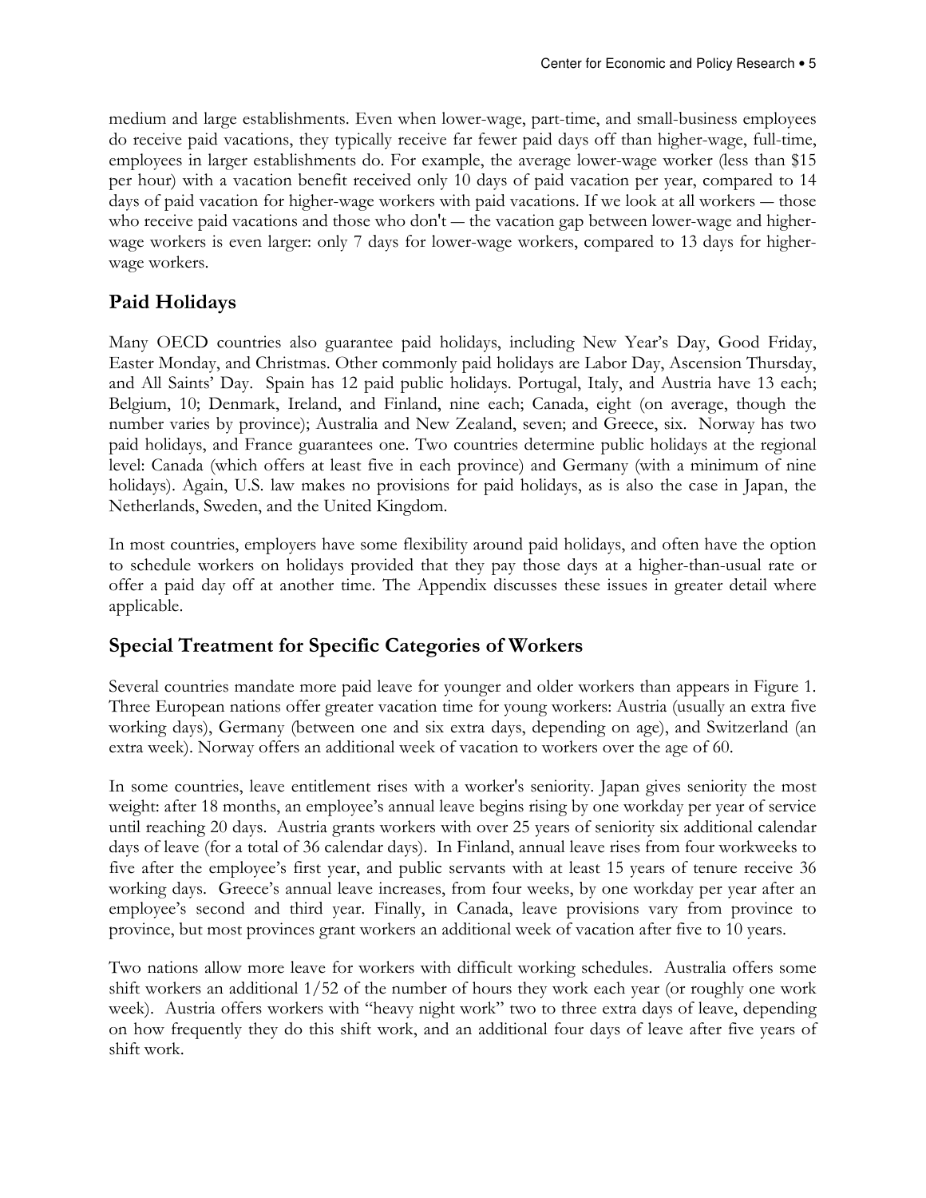medium and large establishments. Even when lower-wage, part-time, and small-business employees do receive paid vacations, they typically receive far fewer paid days off than higher-wage, full-time, employees in larger establishments do. For example, the average lower-wage worker (less than $15 per hour) with a vacation benefit received only 10 days of paid vacation per year, compared to 14 days of paid vacation for higher-wage workers with paid vacations. If we look at all workers — those who receive paid vacations and those who don't — the vacation gap between lower-wage and higher-wage workers is even larger: only 7 days for lower-wage workers, compared to 13 days for higher-wage workers.

## Paid Holidays

Many OECD countries also guarantee paid holidays, including New Year's Day, Good Friday, Easter Monday, and Christmas. Other commonly paid holidays are Labor Day, Ascension Thursday, and All Saints' Day. Spain has 12 paid public holidays. Portugal, Italy, and Austria have 13 each; Belgium, 10; Denmark, Ireland, and Finland, nine each; Canada, eight (on average, though the number varies by province); Australia and New Zealand, seven; and Greece, six. Norway has two paid holidays, and France guarantees one. Two countries determine public holidays at the regional level: Canada (which offers at least five in each province) and Germany (with a minimum of nine holidays). Again, U.S. law makes no provisions for paid holidays, as is also the case in Japan, the Netherlands, Sweden, and the United Kingdom.

In most countries, employers have some flexibility around paid holidays, and often have the option to schedule workers on holidays provided that they pay those days at a higher-than-usual rate or offer a paid day off at another time. The Appendix discusses these issues in greater detail where applicable.

## Special Treatment for Specific Categories of Workers

Several countries mandate more paid leave for younger and older workers than appears in Figure 1. Three European nations offer greater vacation time for young workers: Austria (usually an extra five working days), Germany (between one and six extra days, depending on age), and Switzerland (an extra week). Norway offers an additional week of vacation to workers over the age of 60.

In some countries, leave entitlement rises with a worker's seniority. Japan gives seniority the most weight: after 18 months, an employee's annual leave begins rising by one workday per year of service until reaching 20 days. Austria grants workers with over 25 years of seniority six additional calendar days of leave (for a total of 36 calendar days). In Finland, annual leave rises from four workweeks to five after the employee's first year, and public servants with at least 15 years of tenure receive 36 working days. Greece's annual leave increases, from four weeks, by one workday per year after an employee's second and third year. Finally, in Canada, leave provisions vary from province to province, but most provinces grant workers an additional week of vacation after five to 10 years.

Two nations allow more leave for workers with difficult working schedules. Australia offers some shift workers an additional 1/52 of the number of hours they work each year (or roughly one work week). Austria offers workers with "heavy night work" two to three extra days of leave, depending on how frequently they do this shift work, and an additional four days of leave after five years of shift work.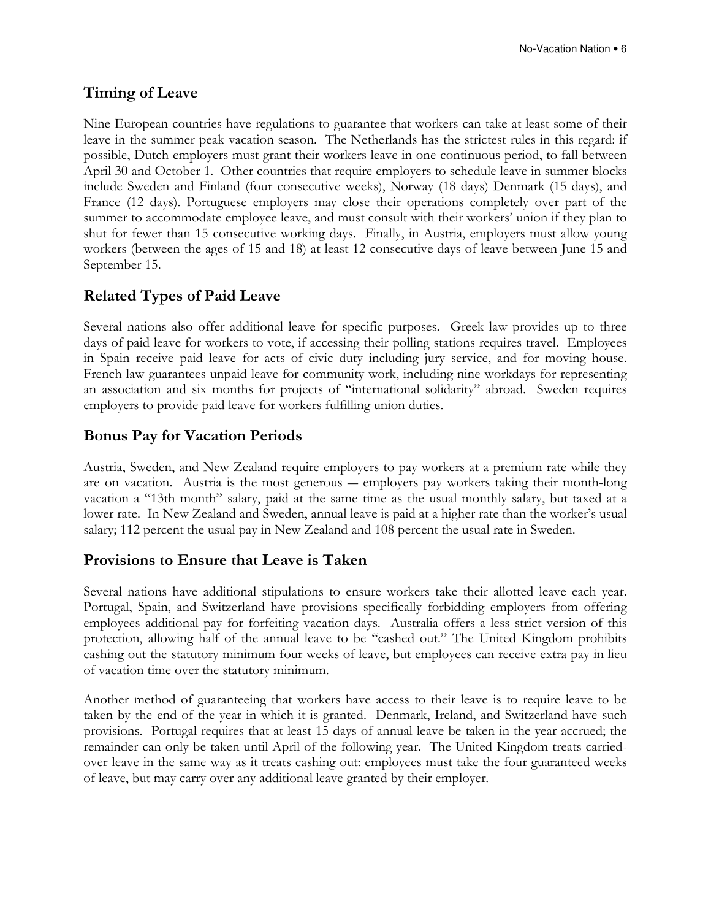## Timing of Leave

Nine European countries have regulations to guarantee that workers can take at least some of their leave in the summer peak vacation season. The Netherlands has the strictest rules in this regard: if possible, Dutch employers must grant their workers leave in one continuous period, to fall between April 30 and October 1. Other countries that require employers to schedule leave in summer blocks include Sweden and Finland (four consecutive weeks), Norway (18 days) Denmark (15 days), and France (12 days). Portuguese employers may close their operations completely over part of the summer to accommodate employee leave, and must consult with their workers' union if they plan to shut for fewer than 15 consecutive working days. Finally, in Austria, employers must allow young workers (between the ages of 15 and 18) at least 12 consecutive days of leave between June 15 and September 15.

## Related Types of Paid Leave

Several nations also offer additional leave for specific purposes. Greek law provides up to three days of paid leave for workers to vote, if accessing their polling stations requires travel. Employees in Spain receive paid leave for acts of civic duty including jury service, and for moving house. French law guarantees unpaid leave for community work, including nine workdays for representing an association and six months for projects of "international solidarity" abroad. Sweden requires employers to provide paid leave for workers fulfilling union duties.

## Bonus Pay for Vacation Periods

Austria, Sweden, and New Zealand require employers to pay workers at a premium rate while they are on vacation. Austria is the most generous — employers pay workers taking their month-long vacation a "13th month" salary, paid at the same time as the usual monthly salary, but taxed at a lower rate. In New Zealand and Sweden, annual leave is paid at a higher rate than the worker's usual salary; 112 percent the usual pay in New Zealand and 108 percent the usual rate in Sweden.

## Provisions to Ensure that Leave is Taken

Several nations have additional stipulations to ensure workers take their allotted leave each year. Portugal, Spain, and Switzerland have provisions specifically forbidding employers from offering employees additional pay for forfeiting vacation days. Australia offers a less strict version of this protection, allowing half of the annual leave to be "cashed out." The United Kingdom prohibits cashing out the statutory minimum four weeks of leave, but employees can receive extra pay in lieu of vacation time over the statutory minimum.

Another method of guaranteeing that workers have access to their leave is to require leave to be taken by the end of the year in which it is granted. Denmark, Ireland, and Switzerland have such provisions. Portugal requires that at least 15 days of annual leave be taken in the year accrued; the remainder can only be taken until April of the following year. The United Kingdom treats carried-over leave in the same way as it treats cashing out: employees must take the four guaranteed weeks of leave, but may carry over any additional leave granted by their employer.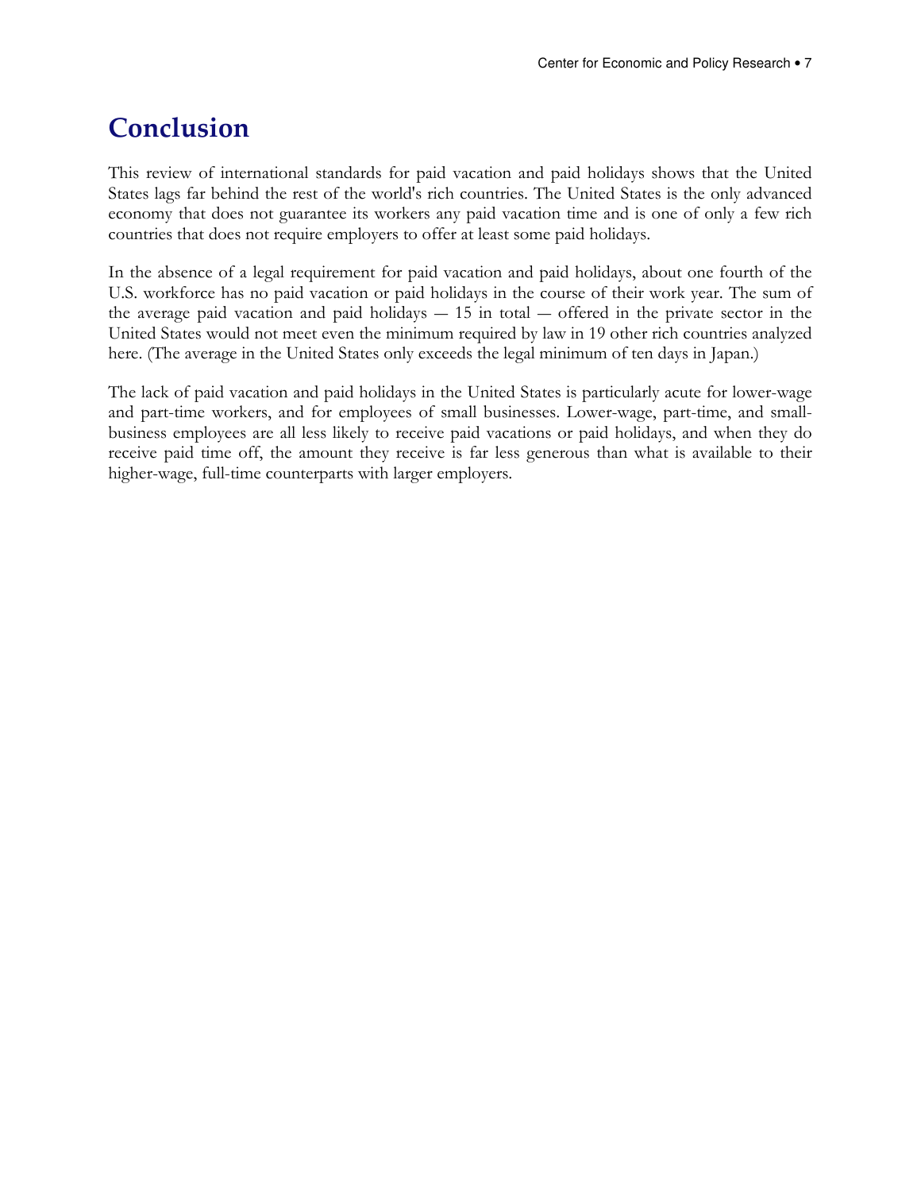# Conclusion

This review of international standards for paid vacation and paid holidays shows that the United States lags far behind the rest of the world's rich countries. The United States is the only advanced economy that does not guarantee its workers any paid vacation time and is one of only a few rich countries that does not require employers to offer at least some paid holidays.

In the absence of a legal requirement for paid vacation and paid holidays, about one fourth of the U.S. workforce has no paid vacation or paid holidays in the course of their work year. The sum of the average paid vacation and paid holidays — 15 in total — offered in the private sector in the United States would not meet even the minimum required by law in 19 other rich countries analyzed here. (The average in the United States only exceeds the legal minimum of ten days in Japan.)

The lack of paid vacation and paid holidays in the United States is particularly acute for lower-wage and part-time workers, and for employees of small businesses. Lower-wage, part-time, and small-business employees are all less likely to receive paid vacations or paid holidays, and when they do receive paid time off, the amount they receive is far less generous than what is available to their higher-wage, full-time counterparts with larger employers.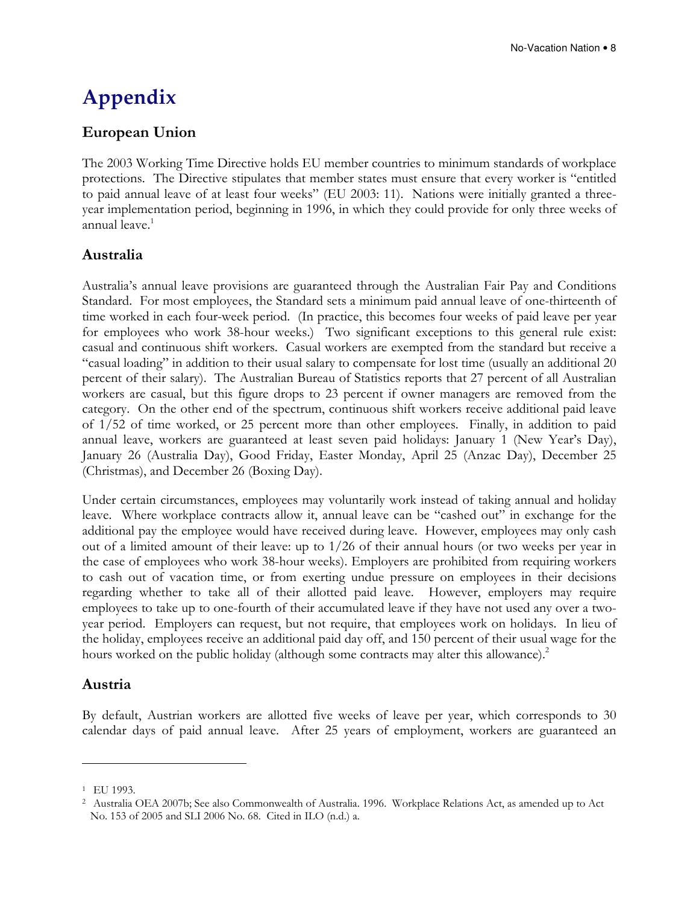# Appendix

## European Union

The 2003 Working Time Directive holds EU member countries to minimum standards of workplace protections. The Directive stipulates that member states must ensure that every worker is "entitled to paid annual leave of at least four weeks" (EU 2003: 11). Nations were initially granted a three-year implementation period, beginning in 1996, in which they could provide for only three weeks of annual leave.[1]

## Australia

Australia's annual leave provisions are guaranteed through the Australian Fair Pay and Conditions Standard. For most employees, the Standard sets a minimum paid annual leave of one-thirteenth of time worked in each four-week period. (In practice, this becomes four weeks of paid leave per year for employees who work 38-hour weeks.) Two significant exceptions to this general rule exist: casual and continuous shift workers. Casual workers are exempted from the standard but receive a "casual loading" in addition to their usual salary to compensate for lost time (usually an additional 20 percent of their salary). The Australian Bureau of Statistics reports that 27 percent of all Australian workers are casual, but this figure drops to 23 percent if owner managers are removed from the category. On the other end of the spectrum, continuous shift workers receive additional paid leave of 1/52 of time worked, or 25 percent more than other employees. Finally, in addition to paid annual leave, workers are guaranteed at least seven paid holidays: January 1 (New Year's Day), January 26 (Australia Day), Good Friday, Easter Monday, April 25 (Anzac Day), December 25 (Christmas), and December 26 (Boxing Day).

Under certain circumstances, employees may voluntarily work instead of taking annual and holiday leave. Where workplace contracts allow it, annual leave can be "cashed out" in exchange for the additional pay the employee would have received during leave. However, employees may only cash out of a limited amount of their leave: up to 1/26 of their annual hours (or two weeks per year in the case of employees who work 38-hour weeks). Employers are prohibited from requiring workers to cash out of vacation time, or from exerting undue pressure on employees in their decisions regarding whether to take all of their allotted paid leave. However, employers may require employees to take up to one-fourth of their accumulated leave if they have not used any over a two-year period. Employers can request, but not require, that employees work on holidays. In lieu of the holiday, employees receive an additional paid day off, and 150 percent of their usual wage for the hours worked on the public holiday (although some contracts may alter this allowance).[2]

## Austria

By default, Austrian workers are allotted five weeks of leave per year, which corresponds to 30 calendar days of paid annual leave. After 25 years of employment, workers are guaranteed an

---

[1] EU 1993.

[2] Australia OEA 2007b; See also Commonwealth of Australia. 1996. Workplace Relations Act, as amended up to Act No. 153 of 2005 and SLI 2006 No. 68. Cited in ILO (n.d.) a.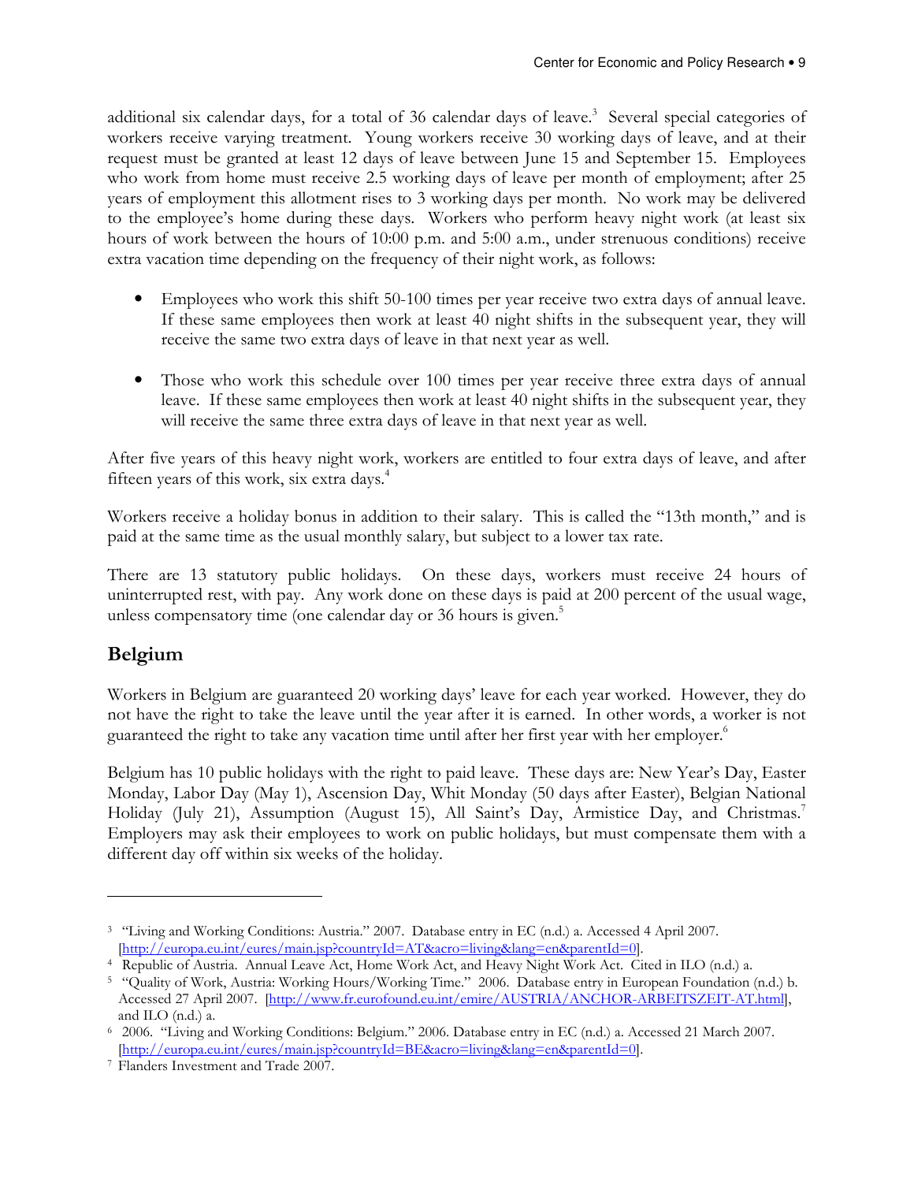additional six calendar days, for a total of 36 calendar days of leave.[3] Several special categories of workers receive varying treatment. Young workers receive 30 working days of leave, and at their request must be granted at least 12 days of leave between June 15 and September 15. Employees who work from home must receive 2.5 working days of leave per month of employment; after 25 years of employment this allotment rises to 3 working days per month. No work may be delivered to the employee's home during these days. Workers who perform heavy night work (at least six hours of work between the hours of 10:00 p.m. and 5:00 a.m., under strenuous conditions) receive extra vacation time depending on the frequency of their night work, as follows:

- Employees who work this shift 50-100 times per year receive two extra days of annual leave. If these same employees then work at least 40 night shifts in the subsequent year, they will receive the same two extra days of leave in that next year as well.

- Those who work this schedule over 100 times per year receive three extra days of annual leave. If these same employees then work at least 40 night shifts in the subsequent year, they will receive the same three extra days of leave in that next year as well.

After five years of this heavy night work, workers are entitled to four extra days of leave, and after fifteen years of this work, six extra days.[4]

Workers receive a holiday bonus in addition to their salary. This is called the "13th month," and is paid at the same time as the usual monthly salary, but subject to a lower tax rate.

There are 13 statutory public holidays. On these days, workers must receive 24 hours of uninterrupted rest, with pay. Any work done on these days is paid at 200 percent of the usual wage, unless compensatory time (one calendar day or 36 hours is given.[5]

## Belgium

Workers in Belgium are guaranteed 20 working days' leave for each year worked. However, they do not have the right to take the leave until the year after it is earned. In other words, a worker is not guaranteed the right to take any vacation time until after her first year with her employer.[6]

Belgium has 10 public holidays with the right to paid leave. These days are: New Year's Day, Easter Monday, Labor Day (May 1), Ascension Day, Whit Monday (50 days after Easter), Belgian National Holiday (July 21), Assumption (August 15), All Saint's Day, Armistice Day, and Christmas.[7] Employers may ask their employees to work on public holidays, but must compensate them with a different day off within six weeks of the holiday.

---

[3] "Living and Working Conditions: Austria." 2007. Database entry in EC (n.d.) a. Accessed 4 April 2007. [http://europa.eu.int/eures/main.jsp?countryId=AT&acro=living&lang=en&parentId=0].

[4] Republic of Austria. Annual Leave Act, Home Work Act, and Heavy Night Work Act. Cited in ILO (n.d.) a.

[5] "Quality of Work, Austria: Working Hours/Working Time." 2006. Database entry in European Foundation (n.d.) b. Accessed 27 April 2007. [http://www.fr.eurofound.eu.int/emire/AUSTRIA/ANCHOR-ARBEITSZEIT-AT.html], and ILO (n.d.) a.

[6] 2006. "Living and Working Conditions: Belgium." 2006. Database entry in EC (n.d.) a. Accessed 21 March 2007. [http://europa.eu.int/eures/main.jsp?countryId=BE&acro=living&lang=en&parentId=0].

[7] Flanders Investment and Trade 2007.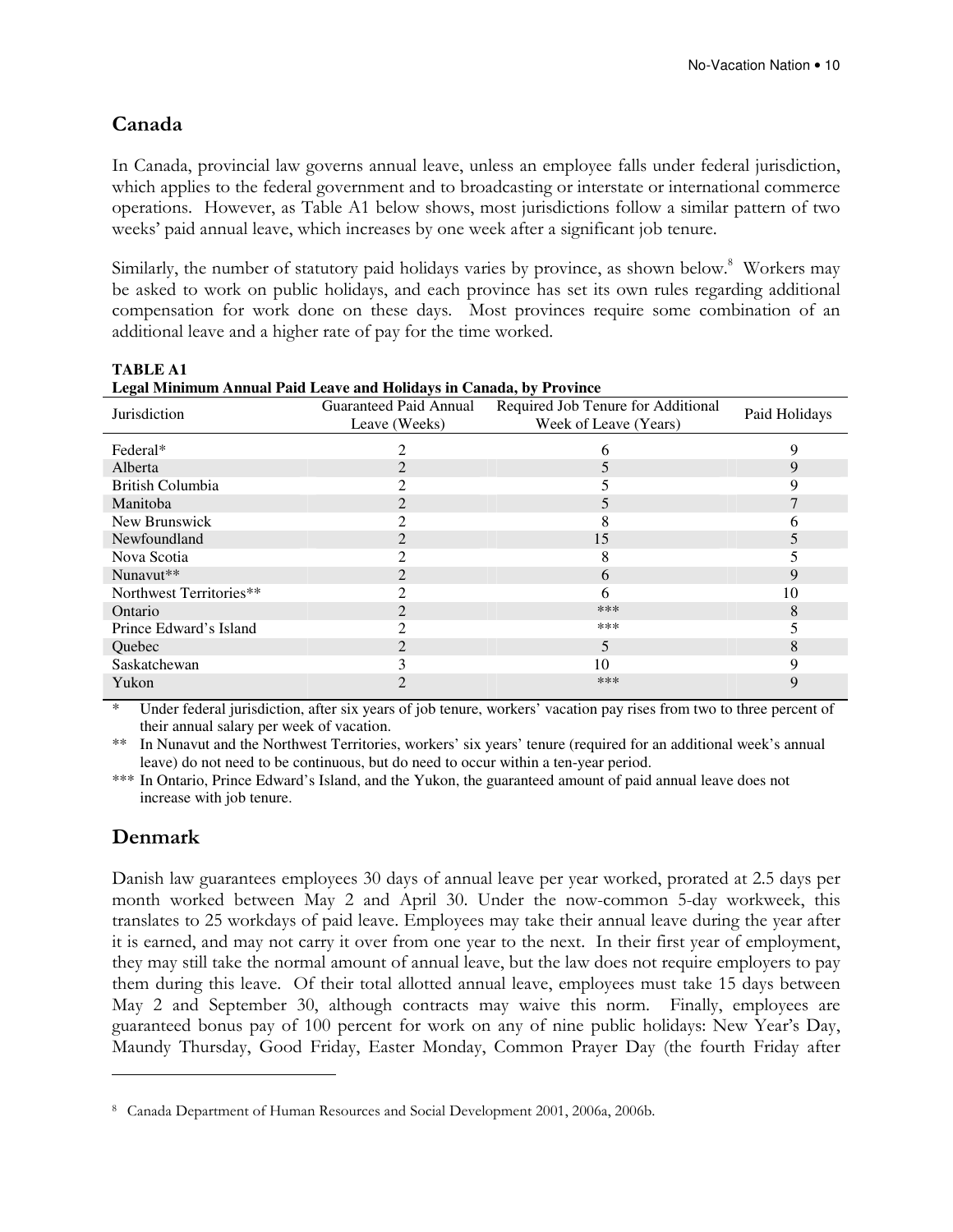## Canada

In Canada, provincial law governs annual leave, unless an employee falls under federal jurisdiction, which applies to the federal government and to broadcasting or interstate or international commerce operations. However, as Table A1 below shows, most jurisdictions follow a similar pattern of two weeks' paid annual leave, which increases by one week after a significant job tenure.

Similarly, the number of statutory paid holidays varies by province, as shown below.[8] Workers may be asked to work on public holidays, and each province has set its own rules regarding additional compensation for work done on these days. Most provinces require some combination of an additional leave and a higher rate of pay for the time worked.

**TABLE A1**
**Legal Minimum Annual Paid Leave and Holidays in Canada, by Province**

| Jurisdiction | Guaranteed Paid Annual Leave (Weeks) | Required Job Tenure for Additional Week of Leave (Years) | Paid Holidays |
|---|---|---|---|
| Federal* | 2 | 6 | 9 |
| Alberta | 2 | 5 | 9 |
| British Columbia | 2 | 5 | 9 |
| Manitoba | 2 | 5 | 7 |
| New Brunswick | 2 | 8 | 6 |
| Newfoundland | 2 | 15 | 5 |
| Nova Scotia | 2 | 8 | 5 |
| Nunavut** | 2 | 6 | 9 |
| Northwest Territories** | 2 | 6 | 10 |
| Ontario | 2 | *** | 8 |
| Prince Edward's Island | 2 | *** | 5 |
| Quebec | 2 | 5 | 8 |
| Saskatchewan | 3 | 10 | 9 |
| Yukon | 2 | *** | 9 |

\* Under federal jurisdiction, after six years of job tenure, workers' vacation pay rises from two to three percent of their annual salary per week of vacation.

\*\* In Nunavut and the Northwest Territories, workers' six years' tenure (required for an additional week's annual leave) do not need to be continuous, but do need to occur within a ten-year period.

\*\*\* In Ontario, Prince Edward's Island, and the Yukon, the guaranteed amount of paid annual leave does not increase with job tenure.

## Denmark

Danish law guarantees employees 30 days of annual leave per year worked, prorated at 2.5 days per month worked between May 2 and April 30. Under the now-common 5-day workweek, this translates to 25 workdays of paid leave. Employees may take their annual leave during the year after it is earned, and may not carry it over from one year to the next. In their first year of employment, they may still take the normal amount of annual leave, but the law does not require employers to pay them during this leave. Of their total allotted annual leave, employees must take 15 days between May 2 and September 30, although contracts may waive this norm. Finally, employees are guaranteed bonus pay of 100 percent for work on any of nine public holidays: New Year's Day, Maundy Thursday, Good Friday, Easter Monday, Common Prayer Day (the fourth Friday after

[8] Canada Department of Human Resources and Social Development 2001, 2006a, 2006b.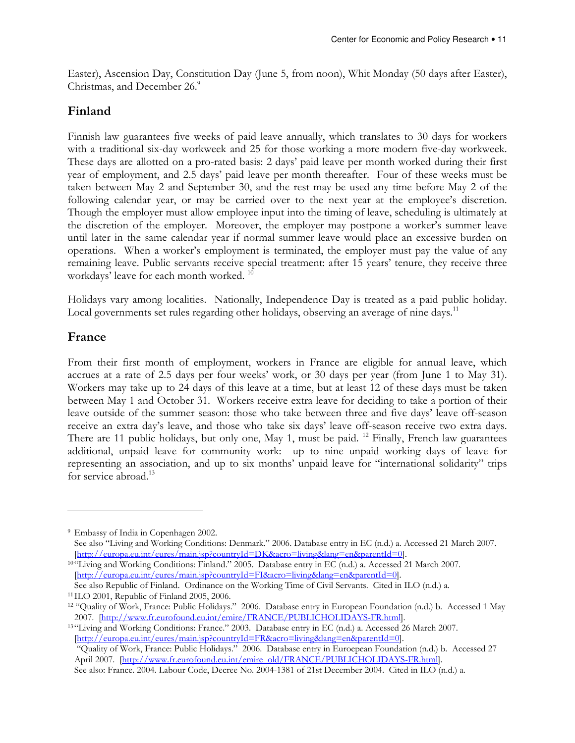Easter), Ascension Day, Constitution Day (June 5, from noon), Whit Monday (50 days after Easter), Christmas, and December 26.[9]

## Finland

Finnish law guarantees five weeks of paid leave annually, which translates to 30 days for workers with a traditional six-day workweek and 25 for those working a more modern five-day workweek. These days are allotted on a pro-rated basis: 2 days' paid leave per month worked during their first year of employment, and 2.5 days' paid leave per month thereafter. Four of these weeks must be taken between May 2 and September 30, and the rest may be used any time before May 2 of the following calendar year, or may be carried over to the next year at the employee's discretion. Though the employer must allow employee input into the timing of leave, scheduling is ultimately at the discretion of the employer. Moreover, the employer may postpone a worker's summer leave until later in the same calendar year if normal summer leave would place an excessive burden on operations. When a worker's employment is terminated, the employer must pay the value of any remaining leave. Public servants receive special treatment: after 15 years' tenure, they receive three workdays' leave for each month worked. [10]

Holidays vary among localities. Nationally, Independence Day is treated as a paid public holiday. Local governments set rules regarding other holidays, observing an average of nine days.[11]

## France

From their first month of employment, workers in France are eligible for annual leave, which accrues at a rate of 2.5 days per four weeks' work, or 30 days per year (from June 1 to May 31). Workers may take up to 24 days of this leave at a time, but at least 12 of these days must be taken between May 1 and October 31. Workers receive extra leave for deciding to take a portion of their leave outside of the summer season: those who take between three and five days' leave off-season receive an extra day's leave, and those who take six days' leave off-season receive two extra days. There are 11 public holidays, but only one, May 1, must be paid. [12] Finally, French law guarantees additional, unpaid leave for community work: up to nine unpaid working days of leave for representing an association, and up to six months' unpaid leave for "international solidarity" trips for service abroad.[13]

---

[9] Embassy of India in Copenhagen 2002.
See also "Living and Working Conditions: Denmark." 2006. Database entry in EC (n.d.) a. Accessed 21 March 2007. [http://europa.eu.int/eures/main.jsp?countryId=DK&acro=living&lang=en&parentId=0].

[10] "Living and Working Conditions: Finland." 2005. Database entry in EC (n.d.) a. Accessed 21 March 2007. [http://europa.eu.int/eures/main.jsp?countryId=FI&acro=living&lang=en&parentId=0].
See also Republic of Finland. Ordinance on the Working Time of Civil Servants. Cited in ILO (n.d.) a.

[11] ILO 2001, Republic of Finland 2005, 2006.

[12] "Quality of Work, France: Public Holidays." 2006. Database entry in European Foundation (n.d.) b. Accessed 1 May 2007. [http://www.fr.eurofound.eu.int/emire/FRANCE/PUBLICHOLIDAYS-FR.html].

[13] "Living and Working Conditions: France." 2003. Database entry in EC (n.d.) a. Accessed 26 March 2007. [http://europa.eu.int/eures/main.jsp?countryId=FR&acro=living&lang=en&parentId=0].
"Quality of Work, France: Public Holidays." 2006. Database entry in Euroepean Foundation (n.d.) b. Accessed 27 April 2007. [http://www.fr.eurofound.eu.int/emire_old/FRANCE/PUBLICHOLIDAYS-FR.html].
See also: France. 2004. Labour Code, Decree No. 2004-1381 of 21st December 2004. Cited in ILO (n.d.) a.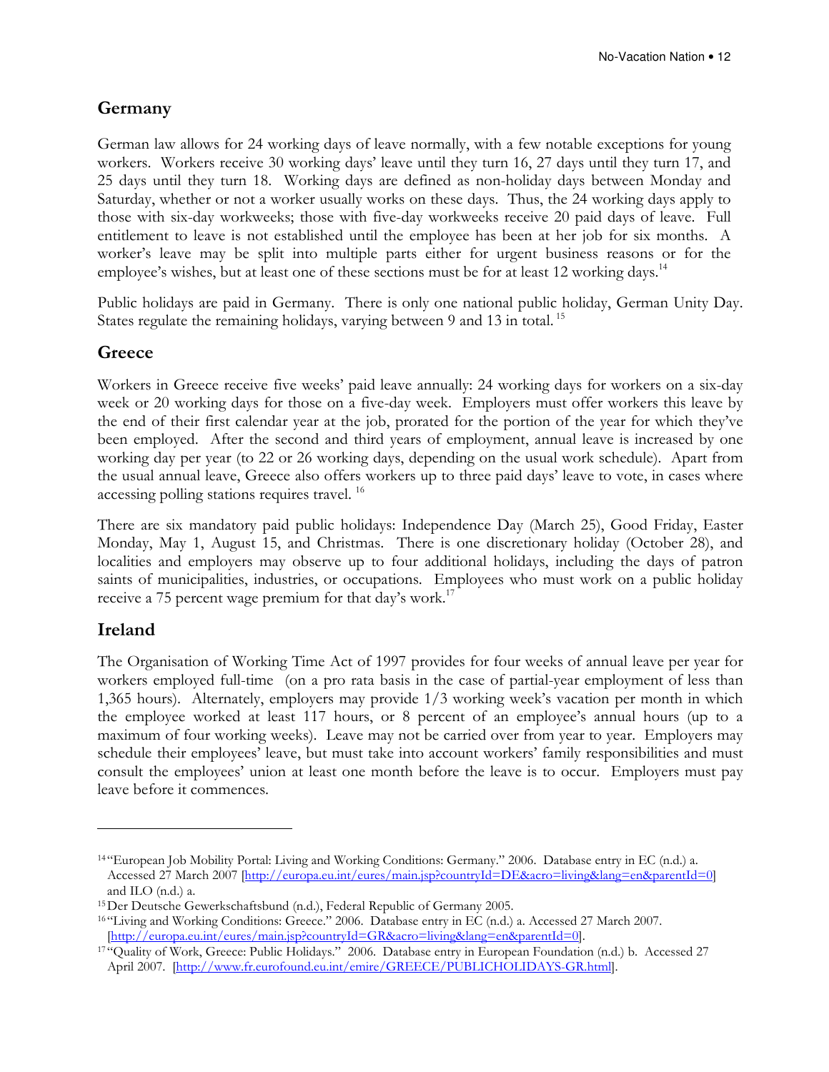## Germany

German law allows for 24 working days of leave normally, with a few notable exceptions for young workers. Workers receive 30 working days' leave until they turn 16, 27 days until they turn 17, and 25 days until they turn 18. Working days are defined as non-holiday days between Monday and Saturday, whether or not a worker usually works on these days. Thus, the 24 working days apply to those with six-day workweeks; those with five-day workweeks receive 20 paid days of leave. Full entitlement to leave is not established until the employee has been at her job for six months. A worker's leave may be split into multiple parts either for urgent business reasons or for the employee's wishes, but at least one of these sections must be for at least 12 working days.[14]

Public holidays are paid in Germany. There is only one national public holiday, German Unity Day. States regulate the remaining holidays, varying between 9 and 13 in total.[15]

## Greece

Workers in Greece receive five weeks' paid leave annually: 24 working days for workers on a six-day week or 20 working days for those on a five-day week. Employers must offer workers this leave by the end of their first calendar year at the job, prorated for the portion of the year for which they've been employed. After the second and third years of employment, annual leave is increased by one working day per year (to 22 or 26 working days, depending on the usual work schedule). Apart from the usual annual leave, Greece also offers workers up to three paid days' leave to vote, in cases where accessing polling stations requires travel.[16]

There are six mandatory paid public holidays: Independence Day (March 25), Good Friday, Easter Monday, May 1, August 15, and Christmas. There is one discretionary holiday (October 28), and localities and employers may observe up to four additional holidays, including the days of patron saints of municipalities, industries, or occupations. Employees who must work on a public holiday receive a 75 percent wage premium for that day's work.[17]

## Ireland

The Organisation of Working Time Act of 1997 provides for four weeks of annual leave per year for workers employed full-time (on a pro rata basis in the case of partial-year employment of less than 1,365 hours). Alternately, employers may provide 1/3 working week's vacation per month in which the employee worked at least 117 hours, or 8 percent of an employee's annual hours (up to a maximum of four working weeks). Leave may not be carried over from year to year. Employers may schedule their employees' leave, but must take into account workers' family responsibilities and must consult the employees' union at least one month before the leave is to occur. Employers must pay leave before it commences.

---

[14] "European Job Mobility Portal: Living and Working Conditions: Germany." 2006. Database entry in EC (n.d.) a. Accessed 27 March 2007 [http://europa.eu.int/eures/main.jsp?countryId=DE&acro=living&lang=en&parentId=0] and ILO (n.d.) a.

[15] Der Deutsche Gewerkschaftsbund (n.d.), Federal Republic of Germany 2005.

[16] "Living and Working Conditions: Greece." 2006. Database entry in EC (n.d.) a. Accessed 27 March 2007. [http://europa.eu.int/eures/main.jsp?countryId=GR&acro=living&lang=en&parentId=0].

[17] "Quality of Work, Greece: Public Holidays." 2006. Database entry in European Foundation (n.d.) b. Accessed 27 April 2007. [http://www.fr.eurofound.eu.int/emire/GREECE/PUBLICHOLIDAYS-GR.html].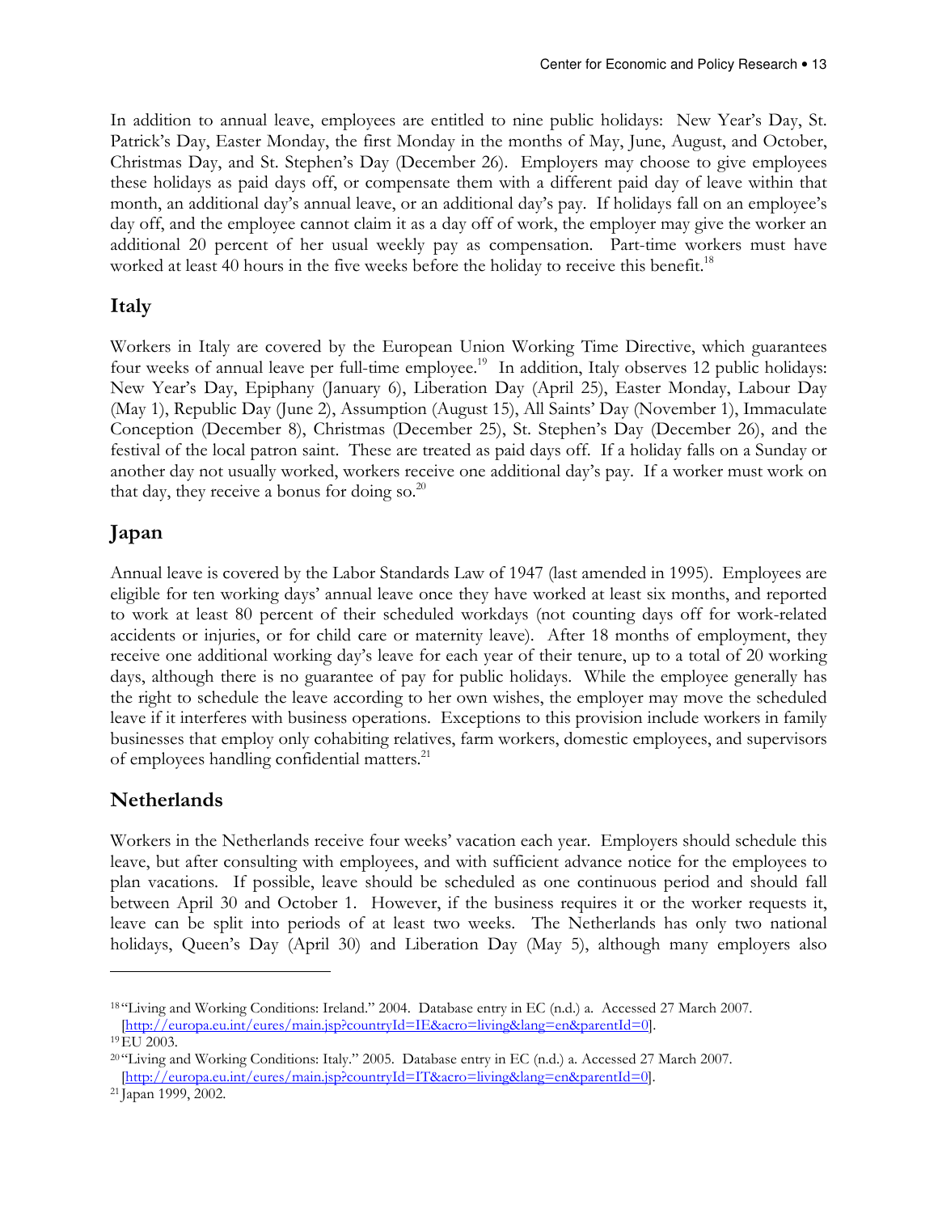In addition to annual leave, employees are entitled to nine public holidays: New Year's Day, St. Patrick's Day, Easter Monday, the first Monday in the months of May, June, August, and October, Christmas Day, and St. Stephen's Day (December 26). Employers may choose to give employees these holidays as paid days off, or compensate them with a different paid day of leave within that month, an additional day's annual leave, or an additional day's pay. If holidays fall on an employee's day off, and the employee cannot claim it as a day off of work, the employer may give the worker an additional 20 percent of her usual weekly pay as compensation. Part-time workers must have worked at least 40 hours in the five weeks before the holiday to receive this benefit.[18]

## Italy

Workers in Italy are covered by the European Union Working Time Directive, which guarantees four weeks of annual leave per full-time employee.[19] In addition, Italy observes 12 public holidays: New Year's Day, Epiphany (January 6), Liberation Day (April 25), Easter Monday, Labour Day (May 1), Republic Day (June 2), Assumption (August 15), All Saints' Day (November 1), Immaculate Conception (December 8), Christmas (December 25), St. Stephen's Day (December 26), and the festival of the local patron saint. These are treated as paid days off. If a holiday falls on a Sunday or another day not usually worked, workers receive one additional day's pay. If a worker must work on that day, they receive a bonus for doing so.[20]

## Japan

Annual leave is covered by the Labor Standards Law of 1947 (last amended in 1995). Employees are eligible for ten working days' annual leave once they have worked at least six months, and reported to work at least 80 percent of their scheduled workdays (not counting days off for work-related accidents or injuries, or for child care or maternity leave). After 18 months of employment, they receive one additional working day's leave for each year of their tenure, up to a total of 20 working days, although there is no guarantee of pay for public holidays. While the employee generally has the right to schedule the leave according to her own wishes, the employer may move the scheduled leave if it interferes with business operations. Exceptions to this provision include workers in family businesses that employ only cohabiting relatives, farm workers, domestic employees, and supervisors of employees handling confidential matters.[21]

## Netherlands

Workers in the Netherlands receive four weeks' vacation each year. Employers should schedule this leave, but after consulting with employees, and with sufficient advance notice for the employees to plan vacations. If possible, leave should be scheduled as one continuous period and should fall between April 30 and October 1. However, if the business requires it or the worker requests it, leave can be split into periods of at least two weeks. The Netherlands has only two national holidays, Queen's Day (April 30) and Liberation Day (May 5), although many employers also

---

[18] "Living and Working Conditions: Ireland." 2004. Database entry in EC (n.d.) a. Accessed 27 March 2007. [http://europa.eu.int/eures/main.jsp?countryId=IE&acro=living&lang=en&parentId=0].

[19] EU 2003.

[20] "Living and Working Conditions: Italy." 2005. Database entry in EC (n.d.) a. Accessed 27 March 2007. [http://europa.eu.int/eures/main.jsp?countryId=IT&acro=living&lang=en&parentId=0].

[21] Japan 1999, 2002.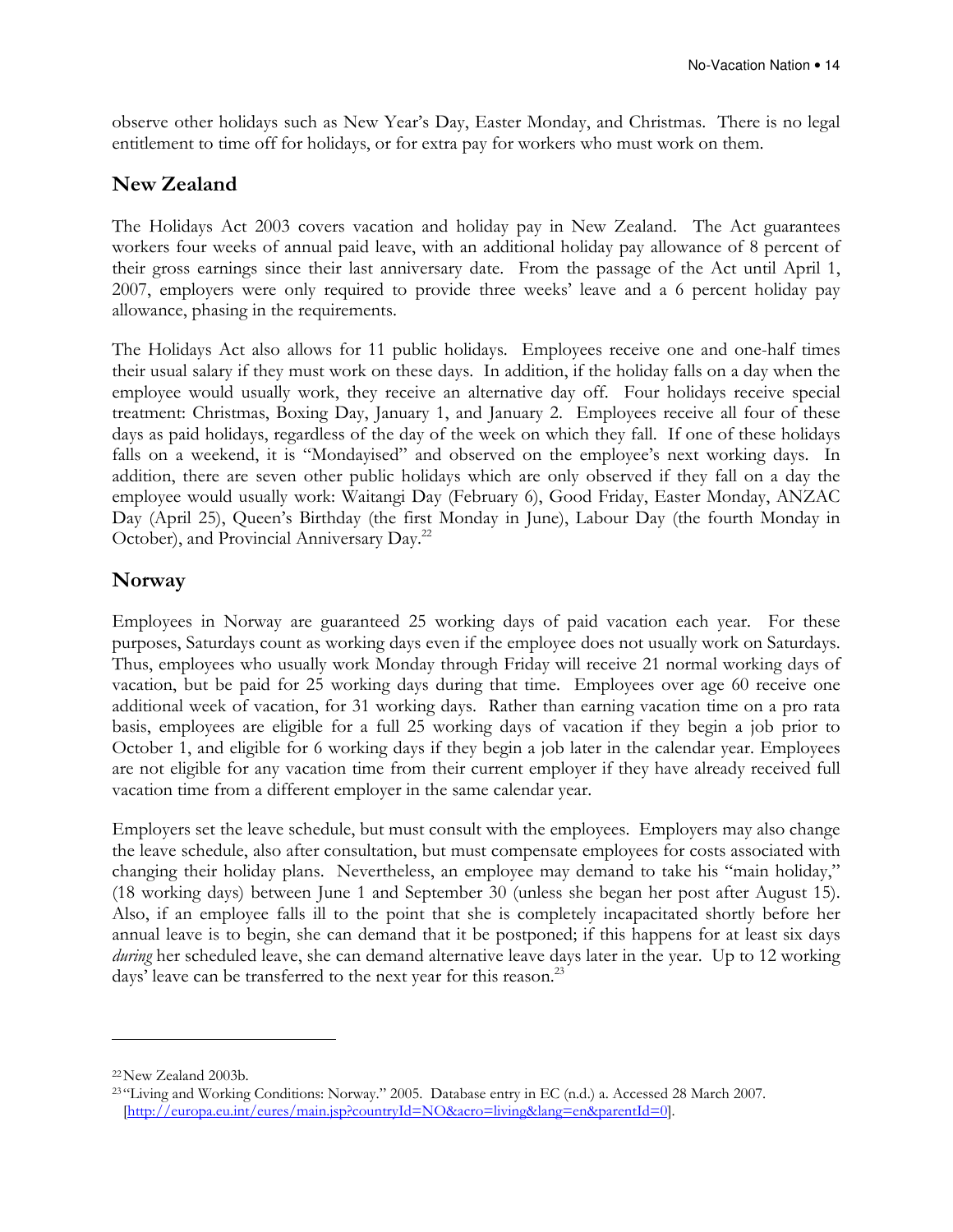observe other holidays such as New Year's Day, Easter Monday, and Christmas. There is no legal entitlement to time off for holidays, or for extra pay for workers who must work on them.

## New Zealand

The Holidays Act 2003 covers vacation and holiday pay in New Zealand. The Act guarantees workers four weeks of annual paid leave, with an additional holiday pay allowance of 8 percent of their gross earnings since their last anniversary date. From the passage of the Act until April 1, 2007, employers were only required to provide three weeks' leave and a 6 percent holiday pay allowance, phasing in the requirements.

The Holidays Act also allows for 11 public holidays. Employees receive one and one-half times their usual salary if they must work on these days. In addition, if the holiday falls on a day when the employee would usually work, they receive an alternative day off. Four holidays receive special treatment: Christmas, Boxing Day, January 1, and January 2. Employees receive all four of these days as paid holidays, regardless of the day of the week on which they fall. If one of these holidays falls on a weekend, it is "Mondayised" and observed on the employee's next working days. In addition, there are seven other public holidays which are only observed if they fall on a day the employee would usually work: Waitangi Day (February 6), Good Friday, Easter Monday, ANZAC Day (April 25), Queen's Birthday (the first Monday in June), Labour Day (the fourth Monday in October), and Provincial Anniversary Day.[22]

## Norway

Employees in Norway are guaranteed 25 working days of paid vacation each year. For these purposes, Saturdays count as working days even if the employee does not usually work on Saturdays. Thus, employees who usually work Monday through Friday will receive 21 normal working days of vacation, but be paid for 25 working days during that time. Employees over age 60 receive one additional week of vacation, for 31 working days. Rather than earning vacation time on a pro rata basis, employees are eligible for a full 25 working days of vacation if they begin a job prior to October 1, and eligible for 6 working days if they begin a job later in the calendar year. Employees are not eligible for any vacation time from their current employer if they have already received full vacation time from a different employer in the same calendar year.

Employers set the leave schedule, but must consult with the employees. Employers may also change the leave schedule, also after consultation, but must compensate employees for costs associated with changing their holiday plans. Nevertheless, an employee may demand to take his "main holiday," (18 working days) between June 1 and September 30 (unless she began her post after August 15). Also, if an employee falls ill to the point that she is completely incapacitated shortly before her annual leave is to begin, she can demand that it be postponed; if this happens for at least six days *during* her scheduled leave, she can demand alternative leave days later in the year. Up to 12 working days' leave can be transferred to the next year for this reason.[23]

---

[22] New Zealand 2003b.

[23] "Living and Working Conditions: Norway." 2005. Database entry in EC (n.d.) a. Accessed 28 March 2007. [http://europa.eu.int/eures/main.jsp?countryId=NO&acro=living&lang=en&parentId=0].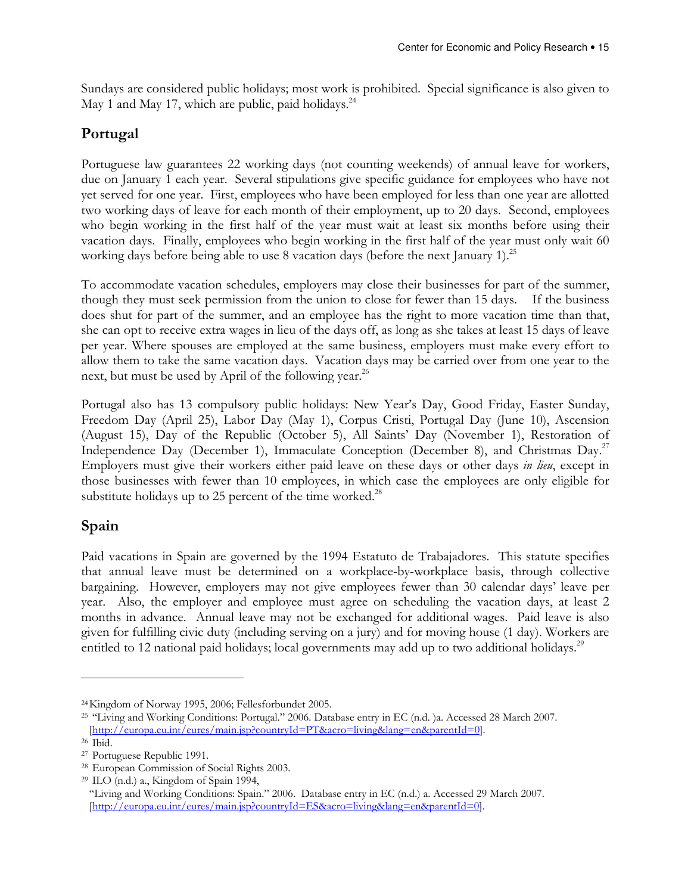Sundays are considered public holidays; most work is prohibited. Special significance is also given to May 1 and May 17, which are public, paid holidays.[24]

## Portugal

Portuguese law guarantees 22 working days (not counting weekends) of annual leave for workers, due on January 1 each year. Several stipulations give specific guidance for employees who have not yet served for one year. First, employees who have been employed for less than one year are allotted two working days of leave for each month of their employment, up to 20 days. Second, employees who begin working in the first half of the year must wait at least six months before using their vacation days. Finally, employees who begin working in the first half of the year must only wait 60 working days before being able to use 8 vacation days (before the next January 1).[25]

To accommodate vacation schedules, employers may close their businesses for part of the summer, though they must seek permission from the union to close for fewer than 15 days. If the business does shut for part of the summer, and an employee has the right to more vacation time than that, she can opt to receive extra wages in lieu of the days off, as long as she takes at least 15 days of leave per year. Where spouses are employed at the same business, employers must make every effort to allow them to take the same vacation days. Vacation days may be carried over from one year to the next, but must be used by April of the following year.[26]

Portugal also has 13 compulsory public holidays: New Year's Day, Good Friday, Easter Sunday, Freedom Day (April 25), Labor Day (May 1), Corpus Cristi, Portugal Day (June 10), Ascension (August 15), Day of the Republic (October 5), All Saints' Day (November 1), Restoration of Independence Day (December 1), Immaculate Conception (December 8), and Christmas Day.[27] Employers must give their workers either paid leave on these days or other days *in lieu*, except in those businesses with fewer than 10 employees, in which case the employees are only eligible for substitute holidays up to 25 percent of the time worked.[28]

## Spain

Paid vacations in Spain are governed by the 1994 Estatuto de Trabajadores. This statute specifies that annual leave must be determined on a workplace-by-workplace basis, through collective bargaining. However, employers may not give employees fewer than 30 calendar days' leave per year. Also, the employer and employee must agree on scheduling the vacation days, at least 2 months in advance. Annual leave may not be exchanged for additional wages. Paid leave is also given for fulfilling civic duty (including serving on a jury) and for moving house (1 day). Workers are entitled to 12 national paid holidays; local governments may add up to two additional holidays.[29]

---

[24] Kingdom of Norway 1995, 2006; Fellesforbundet 2005.

[25] "Living and Working Conditions: Portugal." 2006. Database entry in EC (n.d. )a. Accessed 28 March 2007. [http://europa.eu.int/eures/main.jsp?countryId=PT&acro=living&lang=en&parentId=0].

[26] Ibid.

[27] Portuguese Republic 1991.

[28] European Commission of Social Rights 2003.

[29] ILO (n.d.) a., Kingdom of Spain 1994, "Living and Working Conditions: Spain." 2006. Database entry in EC (n.d.) a. Accessed 29 March 2007. [http://europa.eu.int/eures/main.jsp?countryId=ES&acro=living&lang=en&parentId=0].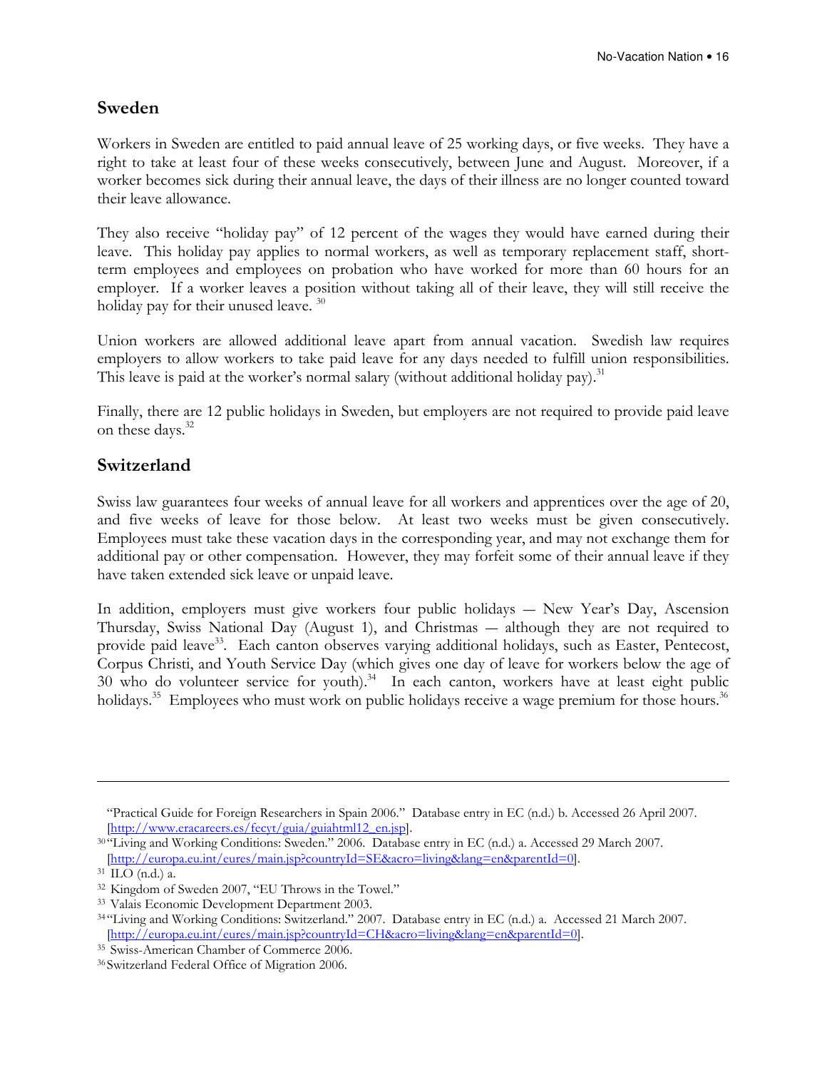## Sweden

Workers in Sweden are entitled to paid annual leave of 25 working days, or five weeks. They have a right to take at least four of these weeks consecutively, between June and August. Moreover, if a worker becomes sick during their annual leave, the days of their illness are no longer counted toward their leave allowance.

They also receive "holiday pay" of 12 percent of the wages they would have earned during their leave. This holiday pay applies to normal workers, as well as temporary replacement staff, short-term employees and employees on probation who have worked for more than 60 hours for an employer. If a worker leaves a position without taking all of their leave, they will still receive the holiday pay for their unused leave. [30]

Union workers are allowed additional leave apart from annual vacation. Swedish law requires employers to allow workers to take paid leave for any days needed to fulfill union responsibilities. This leave is paid at the worker's normal salary (without additional holiday pay).[31]

Finally, there are 12 public holidays in Sweden, but employers are not required to provide paid leave on these days.[32]

## Switzerland

Swiss law guarantees four weeks of annual leave for all workers and apprentices over the age of 20, and five weeks of leave for those below. At least two weeks must be given consecutively. Employees must take these vacation days in the corresponding year, and may not exchange them for additional pay or other compensation. However, they may forfeit some of their annual leave if they have taken extended sick leave or unpaid leave.

In addition, employers must give workers four public holidays — New Year's Day, Ascension Thursday, Swiss National Day (August 1), and Christmas — although they are not required to provide paid leave[33]. Each canton observes varying additional holidays, such as Easter, Pentecost, Corpus Christi, and Youth Service Day (which gives one day of leave for workers below the age of 30 who do volunteer service for youth).[34] In each canton, workers have at least eight public holidays.[35] Employees who must work on public holidays receive a wage premium for those hours.[36]

---

"Practical Guide for Foreign Researchers in Spain 2006." Database entry in EC (n.d.) b. Accessed 26 April 2007. [http://www.eracareers.es/fecyt/guia/guiahtml12_en.jsp].

[30] "Living and Working Conditions: Sweden." 2006. Database entry in EC (n.d.) a. Accessed 29 March 2007. [http://europa.eu.int/eures/main.jsp?countryId=SE&acro=living&lang=en&parentId=0].

[31] ILO (n.d.) a.

[32] Kingdom of Sweden 2007, "EU Throws in the Towel."

[33] Valais Economic Development Department 2003.

[34] "Living and Working Conditions: Switzerland." 2007. Database entry in EC (n.d.) a. Accessed 21 March 2007. [http://europa.eu.int/eures/main.jsp?countryId=CH&acro=living&lang=en&parentId=0].

[35] Swiss-American Chamber of Commerce 2006.

[36] Switzerland Federal Office of Migration 2006.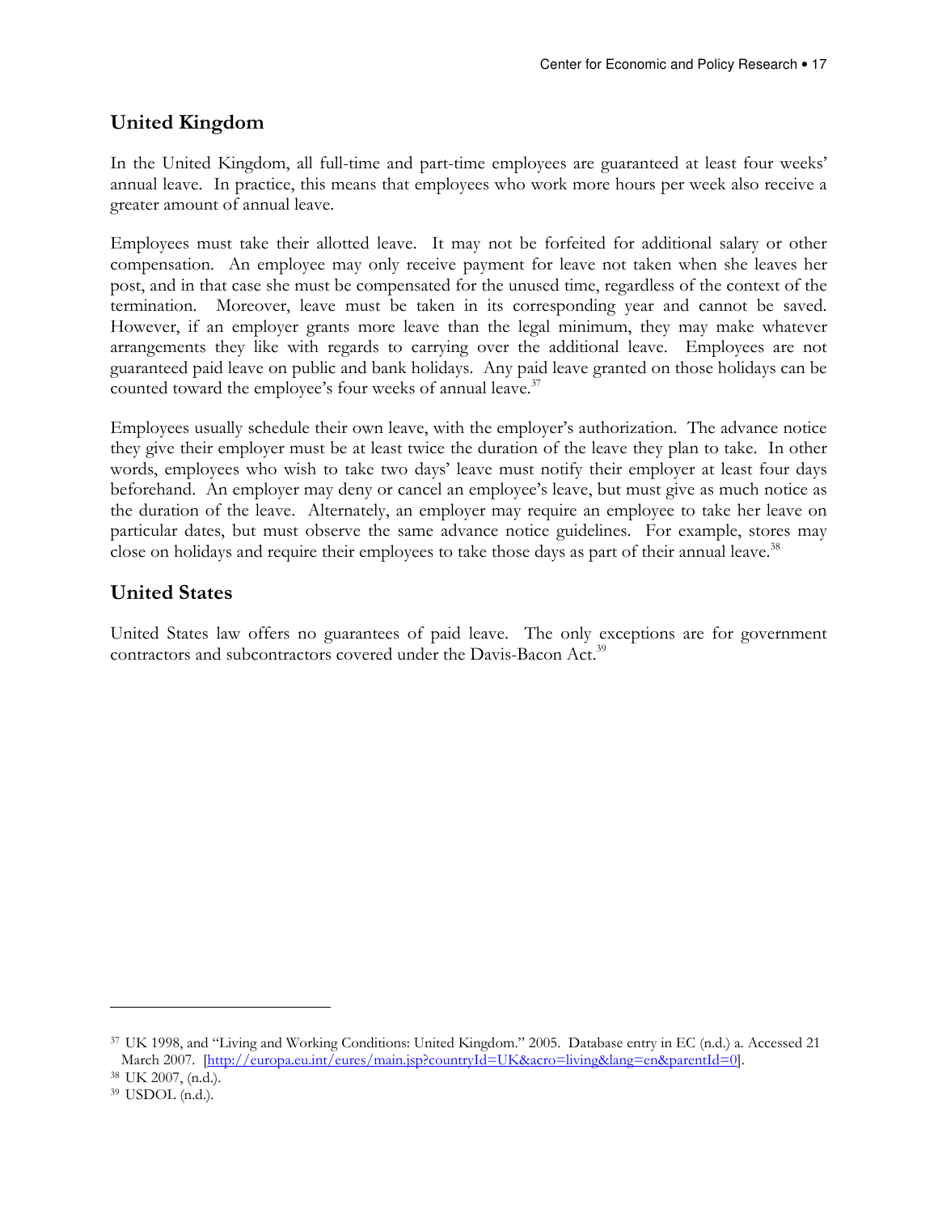## United Kingdom

In the United Kingdom, all full-time and part-time employees are guaranteed at least four weeks' annual leave. In practice, this means that employees who work more hours per week also receive a greater amount of annual leave.

Employees must take their allotted leave. It may not be forfeited for additional salary or other compensation. An employee may only receive payment for leave not taken when she leaves her post, and in that case she must be compensated for the unused time, regardless of the context of the termination. Moreover, leave must be taken in its corresponding year and cannot be saved. However, if an employer grants more leave than the legal minimum, they may make whatever arrangements they like with regards to carrying over the additional leave. Employees are not guaranteed paid leave on public and bank holidays. Any paid leave granted on those holidays can be counted toward the employee's four weeks of annual leave.[37]

Employees usually schedule their own leave, with the employer's authorization. The advance notice they give their employer must be at least twice the duration of the leave they plan to take. In other words, employees who wish to take two days' leave must notify their employer at least four days beforehand. An employer may deny or cancel an employee's leave, but must give as much notice as the duration of the leave. Alternately, an employer may require an employee to take her leave on particular dates, but must observe the same advance notice guidelines. For example, stores may close on holidays and require their employees to take those days as part of their annual leave.[38]

## United States

United States law offers no guarantees of paid leave. The only exceptions are for government contractors and subcontractors covered under the Davis-Bacon Act.[39]

---

[37] UK 1998, and "Living and Working Conditions: United Kingdom." 2005. Database entry in EC (n.d.) a. Accessed 21 March 2007. [http://europa.eu.int/eures/main.jsp?countryId=UK&acro=living&lang=en&parentId=0].

[38] UK 2007, (n.d.).

[39] USDOL (n.d.).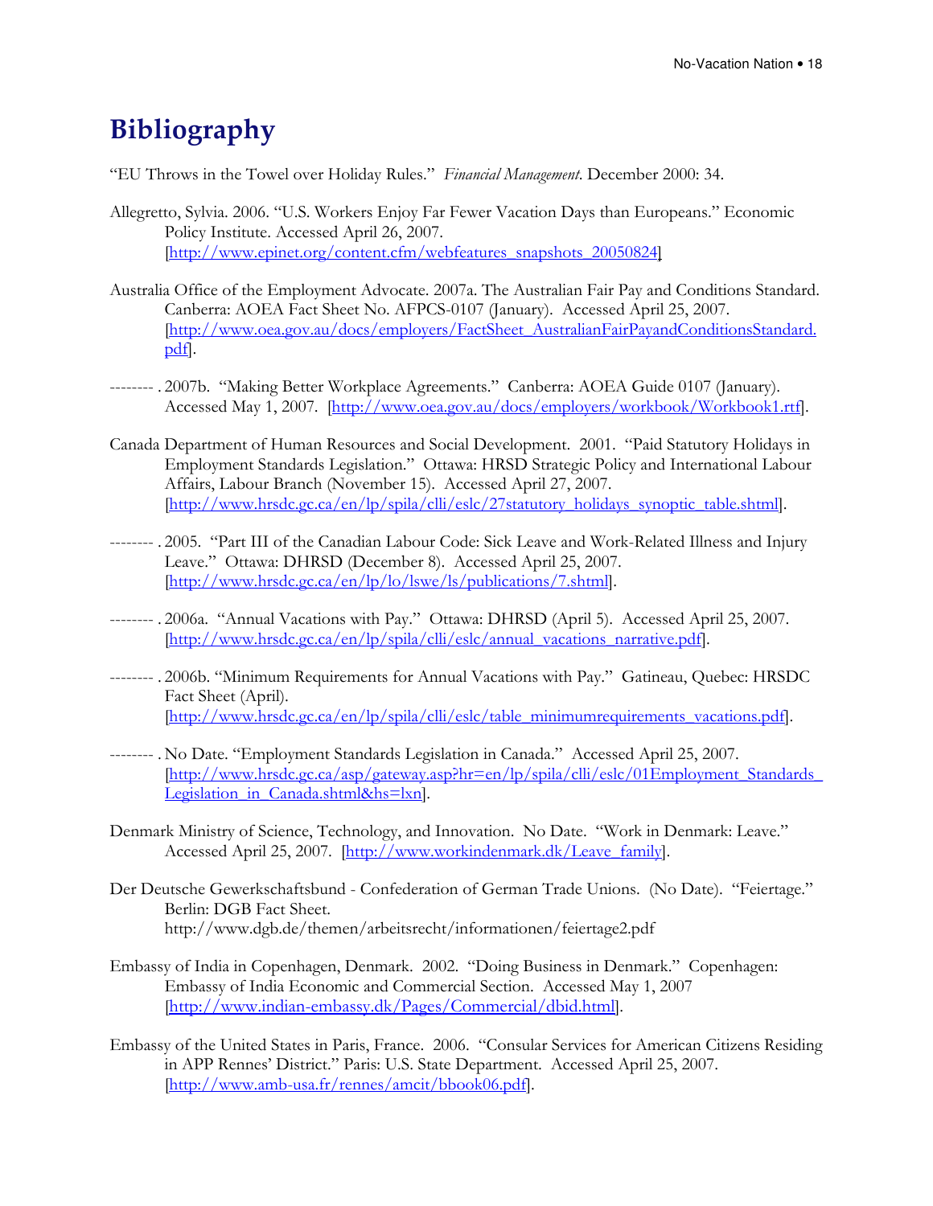# Bibliography

"EU Throws in the Towel over Holiday Rules." *Financial Management*. December 2000: 34.

Allegretto, Sylvia. 2006. "U.S. Workers Enjoy Far Fewer Vacation Days than Europeans." Economic Policy Institute. Accessed April 26, 2007. [http://www.epinet.org/content.cfm/webfeatures_snapshots_20050824]

Australia Office of the Employment Advocate. 2007a. The Australian Fair Pay and Conditions Standard. Canberra: AOEA Fact Sheet No. AFPCS-0107 (January). Accessed April 25, 2007. [http://www.oea.gov.au/docs/employers/FactSheet_AustralianFairPayandConditionsStandard.pdf].

-------- . 2007b. "Making Better Workplace Agreements." Canberra: AOEA Guide 0107 (January). Accessed May 1, 2007. [http://www.oea.gov.au/docs/employers/workbook/Workbook1.rtf].

Canada Department of Human Resources and Social Development. 2001. "Paid Statutory Holidays in Employment Standards Legislation." Ottawa: HRSD Strategic Policy and International Labour Affairs, Labour Branch (November 15). Accessed April 27, 2007. [http://www.hrsdc.gc.ca/en/lp/spila/clli/eslc/27statutory_holidays_synoptic_table.shtml].

-------- . 2005. "Part III of the Canadian Labour Code: Sick Leave and Work-Related Illness and Injury Leave." Ottawa: DHRSD (December 8). Accessed April 25, 2007. [http://www.hrsdc.gc.ca/en/lp/lo/lswe/ls/publications/7.shtml].

-------- . 2006a. "Annual Vacations with Pay." Ottawa: DHRSD (April 5). Accessed April 25, 2007. [http://www.hrsdc.gc.ca/en/lp/spila/clli/eslc/annual_vacations_narrative.pdf].

-------- . 2006b. "Minimum Requirements for Annual Vacations with Pay." Gatineau, Quebec: HRSDC Fact Sheet (April). [http://www.hrsdc.gc.ca/en/lp/spila/clli/eslc/table_minimumrequirements_vacations.pdf].

-------- . No Date. "Employment Standards Legislation in Canada." Accessed April 25, 2007. [http://www.hrsdc.gc.ca/asp/gateway.asp?hr=en/lp/spila/clli/eslc/01Employment_Standards_Legislation_in_Canada.shtml&hs=lxn].

Denmark Ministry of Science, Technology, and Innovation. No Date. "Work in Denmark: Leave." Accessed April 25, 2007. [http://www.workindenmark.dk/Leave_family].

Der Deutsche Gewerkschaftsbund - Confederation of German Trade Unions. (No Date). "Feiertage." Berlin: DGB Fact Sheet. http://www.dgb.de/themen/arbeitsrecht/informationen/feiertage2.pdf

Embassy of India in Copenhagen, Denmark. 2002. "Doing Business in Denmark." Copenhagen: Embassy of India Economic and Commercial Section. Accessed May 1, 2007 [http://www.indian-embassy.dk/Pages/Commercial/dbid.html].

Embassy of the United States in Paris, France. 2006. "Consular Services for American Citizens Residing in APP Rennes' District." Paris: U.S. State Department. Accessed April 25, 2007. [http://www.amb-usa.fr/rennes/amcit/bbook06.pdf].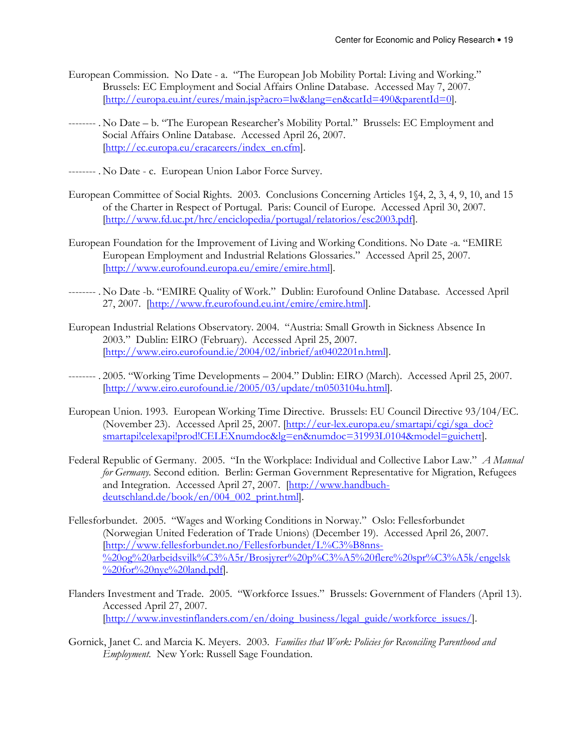European Commission. No Date - a. "The European Job Mobility Portal: Living and Working." Brussels: EC Employment and Social Affairs Online Database. Accessed May 7, 2007. [http://europa.eu.int/eures/main.jsp?acro=lw&lang=en&catId=490&parentId=0].

-------- . No Date – b. "The European Researcher's Mobility Portal." Brussels: EC Employment and Social Affairs Online Database. Accessed April 26, 2007. [http://ec.europa.eu/eracareers/index_en.cfm].

-------- . No Date - c. European Union Labor Force Survey.

European Committee of Social Rights. 2003. Conclusions Concerning Articles 1§4, 2, 3, 4, 9, 10, and 15 of the Charter in Respect of Portugal. Paris: Council of Europe. Accessed April 30, 2007. [http://www.fd.uc.pt/hrc/enciclopedia/portugal/relatorios/esc2003.pdf].

European Foundation for the Improvement of Living and Working Conditions. No Date -a. "EMIRE European Employment and Industrial Relations Glossaries." Accessed April 25, 2007. [http://www.eurofound.europa.eu/emire/emire.html].

-------- . No Date -b. "EMIRE Quality of Work." Dublin: Eurofound Online Database. Accessed April 27, 2007. [http://www.fr.eurofound.eu.int/emire/emire.html].

European Industrial Relations Observatory. 2004. "Austria: Small Growth in Sickness Absence In 2003." Dublin: EIRO (February). Accessed April 25, 2007. [http://www.eiro.eurofound.ie/2004/02/inbrief/at0402201n.html].

-------- . 2005. "Working Time Developments – 2004." Dublin: EIRO (March). Accessed April 25, 2007. [http://www.eiro.eurofound.ie/2005/03/update/tn0503104u.html].

European Union. 1993. European Working Time Directive. Brussels: EU Council Directive 93/104/EC. (November 23). Accessed April 25, 2007. [http://eur-lex.europa.eu/smartapi/cgi/sga_doc?smartapi!celexapi!prod!CELEXnumdoc&lg=en&numdoc=31993L0104&model=guichett].

Federal Republic of Germany. 2005. "In the Workplace: Individual and Collective Labor Law." *A Manual for Germany.* Second edition. Berlin: German Government Representative for Migration, Refugees and Integration. Accessed April 27, 2007. [http://www.handbuch-deutschland.de/book/en/004_002_print.html].

Fellesforbundet. 2005. "Wages and Working Conditions in Norway." Oslo: Fellesforbundet (Norwegian United Federation of Trade Unions) (December 19). Accessed April 26, 2007. [http://www.fellesforbundet.no/Fellesforbundet/L%C3%B8nns-%20og%20arbeidsvilk%C3%A5r/Brosjyrer%20p%C3%A5%20flere%20spr%C3%A5k/engelsk%20for%20nye%20land.pdf].

Flanders Investment and Trade. 2005. "Workforce Issues." Brussels: Government of Flanders (April 13). Accessed April 27, 2007. [http://www.investinflanders.com/en/doing_business/legal_guide/workforce_issues/].

Gornick, Janet C. and Marcia K. Meyers. 2003. *Families that Work: Policies for Reconciling Parenthood and Employment.* New York: Russell Sage Foundation.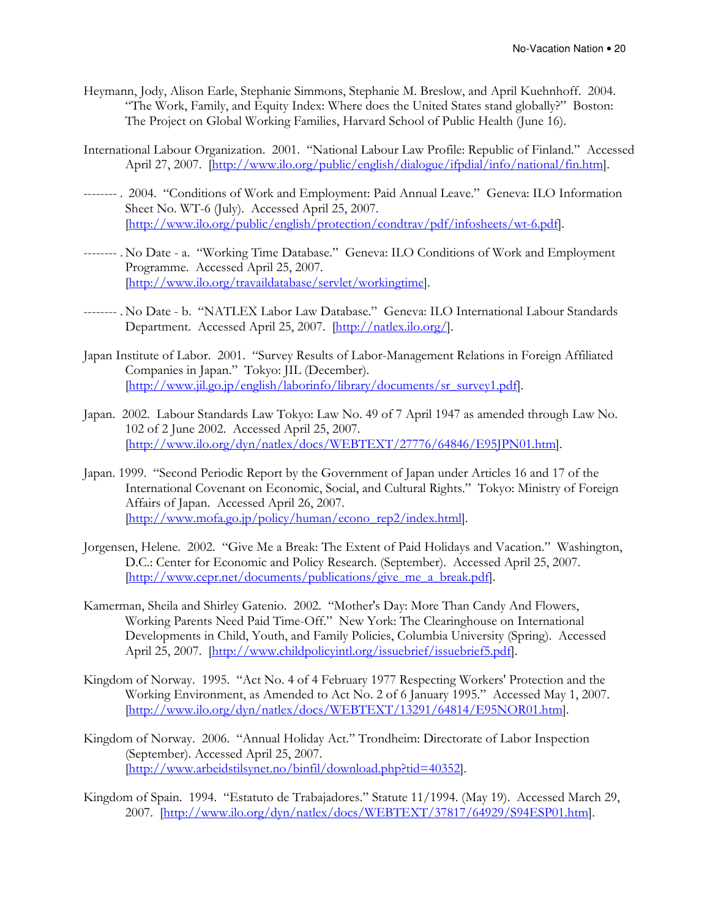Heymann, Jody, Alison Earle, Stephanie Simmons, Stephanie M. Breslow, and April Kuehnhoff. 2004. "The Work, Family, and Equity Index: Where does the United States stand globally?" Boston: The Project on Global Working Families, Harvard School of Public Health (June 16).

International Labour Organization. 2001. "National Labour Law Profile: Republic of Finland." Accessed April 27, 2007. [http://www.ilo.org/public/english/dialogue/ifpdial/info/national/fin.htm].

-------- . 2004. "Conditions of Work and Employment: Paid Annual Leave." Geneva: ILO Information Sheet No. WT-6 (July). Accessed April 25, 2007. [http://www.ilo.org/public/english/protection/condtrav/pdf/infosheets/wt-6.pdf].

-------- . No Date - a. "Working Time Database." Geneva: ILO Conditions of Work and Employment Programme. Accessed April 25, 2007. [http://www.ilo.org/travaildatabase/servlet/workingtime].

-------- . No Date - b. "NATLEX Labor Law Database." Geneva: ILO International Labour Standards Department. Accessed April 25, 2007. [http://natlex.ilo.org/].

Japan Institute of Labor. 2001. "Survey Results of Labor-Management Relations in Foreign Affiliated Companies in Japan." Tokyo: JIL (December). [http://www.jil.go.jp/english/laborinfo/library/documents/sr_survey1.pdf].

Japan. 2002. Labour Standards Law Tokyo: Law No. 49 of 7 April 1947 as amended through Law No. 102 of 2 June 2002. Accessed April 25, 2007. [http://www.ilo.org/dyn/natlex/docs/WEBTEXT/27776/64846/E95JPN01.htm].

Japan. 1999. "Second Periodic Report by the Government of Japan under Articles 16 and 17 of the International Covenant on Economic, Social, and Cultural Rights." Tokyo: Ministry of Foreign Affairs of Japan. Accessed April 26, 2007. [http://www.mofa.go.jp/policy/human/econo_rep2/index.html].

Jorgensen, Helene. 2002. "Give Me a Break: The Extent of Paid Holidays and Vacation." Washington, D.C.: Center for Economic and Policy Research. (September). Accessed April 25, 2007. [http://www.cepr.net/documents/publications/give_me_a_break.pdf].

Kamerman, Sheila and Shirley Gatenio. 2002. "Mother's Day: More Than Candy And Flowers, Working Parents Need Paid Time-Off." New York: The Clearinghouse on International Developments in Child, Youth, and Family Policies, Columbia University (Spring). Accessed April 25, 2007. [http://www.childpolicyintl.org/issuebrief/issuebrief5.pdf].

Kingdom of Norway. 1995. "Act No. 4 of 4 February 1977 Respecting Workers' Protection and the Working Environment, as Amended to Act No. 2 of 6 January 1995." Accessed May 1, 2007. [http://www.ilo.org/dyn/natlex/docs/WEBTEXT/13291/64814/E95NOR01.htm].

Kingdom of Norway. 2006. "Annual Holiday Act." Trondheim: Directorate of Labor Inspection (September). Accessed April 25, 2007. [http://www.arbeidstilsynet.no/binfil/download.php?tid=40352].

Kingdom of Spain. 1994. "Estatuto de Trabajadores." Statute 11/1994. (May 19). Accessed March 29, 2007. [http://www.ilo.org/dyn/natlex/docs/WEBTEXT/37817/64929/S94ESP01.htm].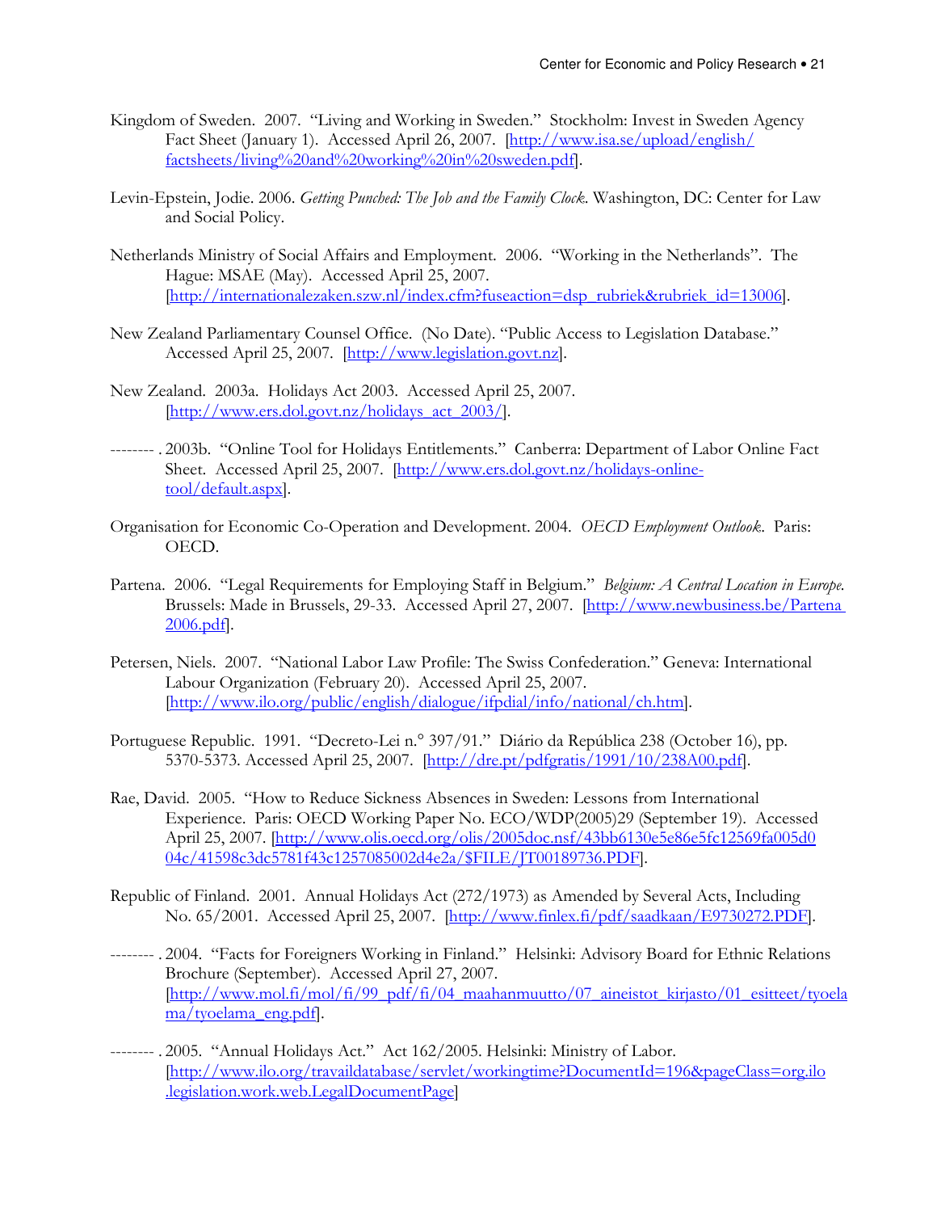Kingdom of Sweden. 2007. "Living and Working in Sweden." Stockholm: Invest in Sweden Agency Fact Sheet (January 1). Accessed April 26, 2007. [http://www.isa.se/upload/english/factsheets/living%20and%20working%20in%20sweden.pdf].

Levin-Epstein, Jodie. 2006. *Getting Punched: The Job and the Family Clock*. Washington, DC: Center for Law and Social Policy.

Netherlands Ministry of Social Affairs and Employment. 2006. "Working in the Netherlands". The Hague: MSAE (May). Accessed April 25, 2007. [http://internationalezaken.szw.nl/index.cfm?fuseaction=dsp_rubriek&rubriek_id=13006].

New Zealand Parliamentary Counsel Office. (No Date). "Public Access to Legislation Database." Accessed April 25, 2007. [http://www.legislation.govt.nz].

New Zealand. 2003a. Holidays Act 2003. Accessed April 25, 2007. [http://www.ers.dol.govt.nz/holidays_act_2003/].

-------- . 2003b. "Online Tool for Holidays Entitlements." Canberra: Department of Labor Online Fact Sheet. Accessed April 25, 2007. [http://www.ers.dol.govt.nz/holidays-online-tool/default.aspx].

Organisation for Economic Co-Operation and Development. 2004. *OECD Employment Outlook*. Paris: OECD.

Partena. 2006. "Legal Requirements for Employing Staff in Belgium." *Belgium: A Central Location in Europe*. Brussels: Made in Brussels, 29-33. Accessed April 27, 2007. [http://www.newbusiness.be/Partena 2006.pdf].

Petersen, Niels. 2007. "National Labor Law Profile: The Swiss Confederation." Geneva: International Labour Organization (February 20). Accessed April 25, 2007. [http://www.ilo.org/public/english/dialogue/ifpdial/info/national/ch.htm].

Portuguese Republic. 1991. "Decreto-Lei n.° 397/91." Diário da República 238 (October 16), pp. 5370-5373. Accessed April 25, 2007. [http://dre.pt/pdfgratis/1991/10/238A00.pdf].

Rae, David. 2005. "How to Reduce Sickness Absences in Sweden: Lessons from International Experience. Paris: OECD Working Paper No. ECO/WDP(2005)29 (September 19). Accessed April 25, 2007. [http://www.olis.oecd.org/olis/2005doc.nsf/43bb6130e5e86e5fc12569fa005d004c/41598c3dc5781f43c1257085002d4e2a/$FILE/JT00189736.PDF].

Republic of Finland. 2001. Annual Holidays Act (272/1973) as Amended by Several Acts, Including No. 65/2001. Accessed April 25, 2007. [http://www.finlex.fi/pdf/saadkaan/E9730272.PDF].

-------- . 2004. "Facts for Foreigners Working in Finland." Helsinki: Advisory Board for Ethnic Relations Brochure (September). Accessed April 27, 2007. [http://www.mol.fi/mol/fi/99_pdf/fi/04_maahanmuutto/07_aineistot_kirjasto/01_esitteet/tyoelama/tyoelama_eng.pdf].

-------- . 2005. "Annual Holidays Act." Act 162/2005. Helsinki: Ministry of Labor. [http://www.ilo.org/travaildatabase/servlet/workingtime?DocumentId=196&pageClass=org.ilo.legislation.work.web.LegalDocumentPage]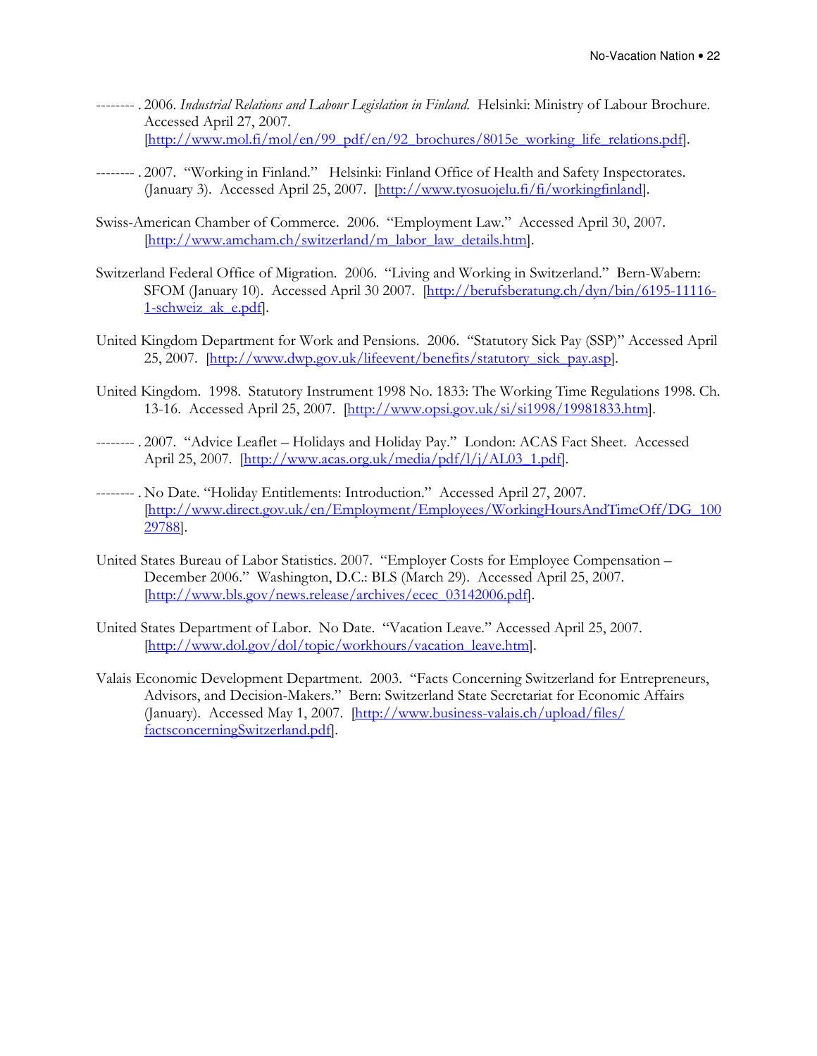-------- . 2006. *Industrial Relations and Labour Legislation in Finland.* Helsinki: Ministry of Labour Brochure. Accessed April 27, 2007. [http://www.mol.fi/mol/en/99_pdf/en/92_brochures/8015e_working_life_relations.pdf].

-------- . 2007. "Working in Finland." Helsinki: Finland Office of Health and Safety Inspectorates. (January 3). Accessed April 25, 2007. [http://www.tyosuojelu.fi/fi/workingfinland].

Swiss-American Chamber of Commerce. 2006. "Employment Law." Accessed April 30, 2007. [http://www.amcham.ch/switzerland/m_labor_law_details.htm].

Switzerland Federal Office of Migration. 2006. "Living and Working in Switzerland." Bern-Wabern: SFOM (January 10). Accessed April 30 2007. [http://berufsberatung.ch/dyn/bin/6195-11116-1-schweiz_ak_e.pdf].

United Kingdom Department for Work and Pensions. 2006. "Statutory Sick Pay (SSP)" Accessed April 25, 2007. [http://www.dwp.gov.uk/lifeevent/benefits/statutory_sick_pay.asp].

United Kingdom. 1998. Statutory Instrument 1998 No. 1833: The Working Time Regulations 1998. Ch. 13-16. Accessed April 25, 2007. [http://www.opsi.gov.uk/si/si1998/19981833.htm].

-------- . 2007. "Advice Leaflet – Holidays and Holiday Pay." London: ACAS Fact Sheet. Accessed April 25, 2007. [http://www.acas.org.uk/media/pdf/l/j/AL03_1.pdf].

-------- . No Date. "Holiday Entitlements: Introduction." Accessed April 27, 2007. [http://www.direct.gov.uk/en/Employment/Employees/WorkingHoursAndTimeOff/DG_10029788].

United States Bureau of Labor Statistics. 2007. "Employer Costs for Employee Compensation – December 2006." Washington, D.C.: BLS (March 29). Accessed April 25, 2007. [http://www.bls.gov/news.release/archives/ecec_03142006.pdf].

United States Department of Labor. No Date. "Vacation Leave." Accessed April 25, 2007. [http://www.dol.gov/dol/topic/workhours/vacation_leave.htm].

Valais Economic Development Department. 2003. "Facts Concerning Switzerland for Entrepreneurs, Advisors, and Decision-Makers." Bern: Switzerland State Secretariat for Economic Affairs (January). Accessed May 1, 2007. [http://www.business-valais.ch/upload/files/factsconcerningSwitzerland.pdf].